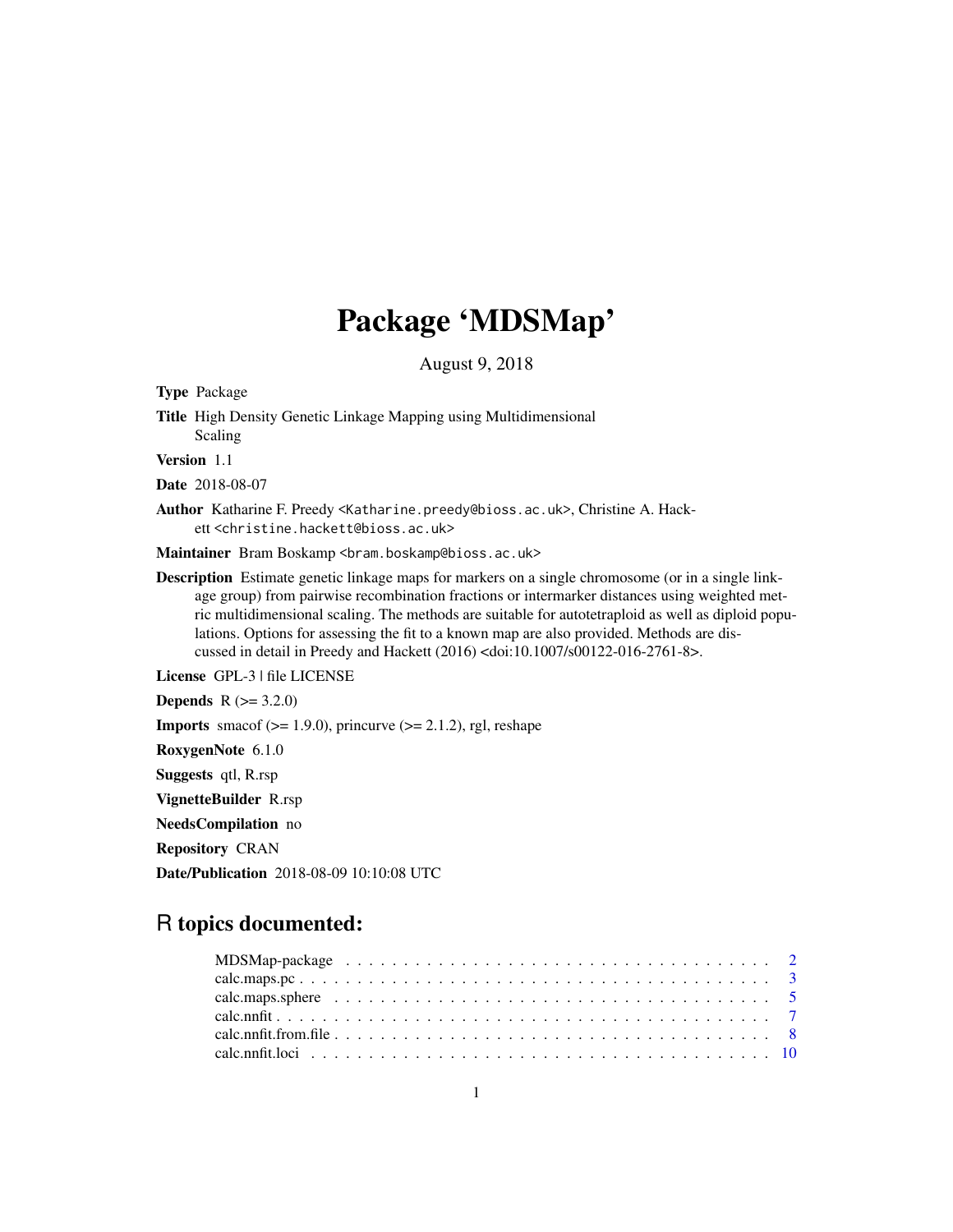# Package 'MDSMap'

August 9, 2018

**Type** Package

**Title** High Density Genetic Linkage Mapping using Multidimensional Scaling

**Version** 1.1

**Date** 2018-08-07

**Author** Katharine F. Preedy <Katharine.preedy@bioss.ac.uk>, Christine A. Hackett <christine.hackett@bioss.ac.uk>

**Maintainer** Bram Boskamp <bram.boskamp@bioss.ac.uk>

**Description** Estimate genetic linkage maps for markers on a single chromosome (or in a single linkage group) from pairwise recombination fractions or intermarker distances using weighted metric multidimensional scaling. The methods are suitable for autotetraploid as well as diploid populations. Options for assessing the fit to a known map are also provided. Methods are discussed in detail in Preedy and Hackett (2016) <doi:10.1007/s00122-016-2761-8>.

**License** GPL-3 | file LICENSE

**Depends** R (>= 3.2.0)

**Imports** smacof (>= 1.9.0), princurve (>= 2.1.2), rgl, reshape

**RoxygenNote** 6.1.0

**Suggests** qtl, R.rsp

**VignetteBuilder** R.rsp

**NeedsCompilation** no

**Repository** CRAN

**Date/Publication** 2018-08-09 10:10:08 UTC

## R topics documented:

- MDSMap-package . . . . . . . . . . . . . . . . . . . . . . . . . . . . . . . . . . . . 2
- calc.maps.pc . . . . . . . . . . . . . . . . . . . . . . . . . . . . . . . . . . . . . . 3
- calc.maps.sphere . . . . . . . . . . . . . . . . . . . . . . . . . . . . . . . . . . . . 5
- calc.nnfit . . . . . . . . . . . . . . . . . . . . . . . . . . . . . . . . . . . . . . . . 7
- calc.nnfit.from.file . . . . . . . . . . . . . . . . . . . . . . . . . . . . . . . . . . . 8
- calc.nnfit.loci . . . . . . . . . . . . . . . . . . . . . . . . . . . . . . . . . . . . . 10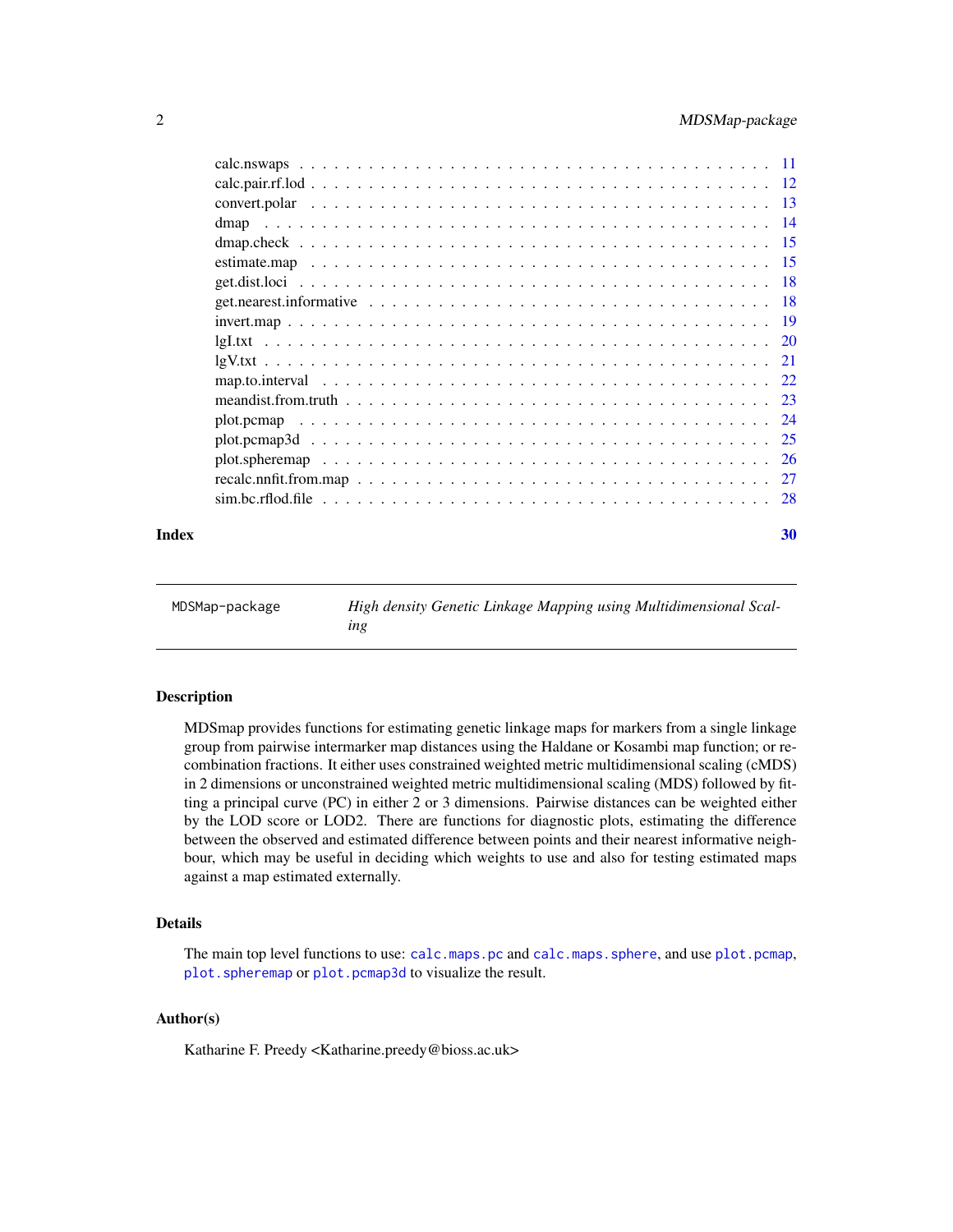calc.nswaps . . . . . . . . . . . . . . . . . . . . . . . . . . . . . . . . . . . . . . . 11
calc.pair.rf.lod . . . . . . . . . . . . . . . . . . . . . . . . . . . . . . . . . . . . . 12
convert.polar . . . . . . . . . . . . . . . . . . . . . . . . . . . . . . . . . . . . . . 13
dmap . . . . . . . . . . . . . . . . . . . . . . . . . . . . . . . . . . . . . . . . . . 14
dmap.check . . . . . . . . . . . . . . . . . . . . . . . . . . . . . . . . . . . . . . . 15
estimate.map . . . . . . . . . . . . . . . . . . . . . . . . . . . . . . . . . . . . . . 15
get.dist.loci . . . . . . . . . . . . . . . . . . . . . . . . . . . . . . . . . . . . . . 18
get.nearest.informative . . . . . . . . . . . . . . . . . . . . . . . . . . . . . . . . . 18
invert.map . . . . . . . . . . . . . . . . . . . . . . . . . . . . . . . . . . . . . . . 19
lgI.txt . . . . . . . . . . . . . . . . . . . . . . . . . . . . . . . . . . . . . . . . . 20
lgV.txt . . . . . . . . . . . . . . . . . . . . . . . . . . . . . . . . . . . . . . . . . 21
map.to.interval . . . . . . . . . . . . . . . . . . . . . . . . . . . . . . . . . . . . . 22
meandist.from.truth . . . . . . . . . . . . . . . . . . . . . . . . . . . . . . . . . . . 23
plot.pcmap . . . . . . . . . . . . . . . . . . . . . . . . . . . . . . . . . . . . . . . 24
plot.pcmap3d . . . . . . . . . . . . . . . . . . . . . . . . . . . . . . . . . . . . . . 25
plot.spheremap . . . . . . . . . . . . . . . . . . . . . . . . . . . . . . . . . . . . . 26
recalc.nnfit.from.map . . . . . . . . . . . . . . . . . . . . . . . . . . . . . . . . . . 27
sim.bc.rflod.file . . . . . . . . . . . . . . . . . . . . . . . . . . . . . . . . . . . . 28

**Index** **30**

---

`MDSMap-package` *High density Genetic Linkage Mapping using Multidimensional Scaling*

---

### Description

MDSmap provides functions for estimating genetic linkage maps for markers from a single linkage group from pairwise intermarker map distances using the Haldane or Kosambi map function; or recombination fractions. It either uses constrained weighted metric multidimensional scaling (cMDS) in 2 dimensions or unconstrained weighted metric multidimensional scaling (MDS) followed by fitting a principal curve (PC) in either 2 or 3 dimensions. Pairwise distances can be weighted either by the LOD score or LOD2. There are functions for diagnostic plots, estimating the difference between the observed and estimated difference between points and their nearest informative neighbour, which may be useful in deciding which weights to use and also for testing estimated maps against a map estimated externally.

### Details

The main top level functions to use: `calc.maps.pc` and `calc.maps.sphere`, and use `plot.pcmap`, `plot.spheremap` or `plot.pcmap3d` to visualize the result.

### Author(s)

Katharine F. Preedy <Katharine.preedy@bioss.ac.uk>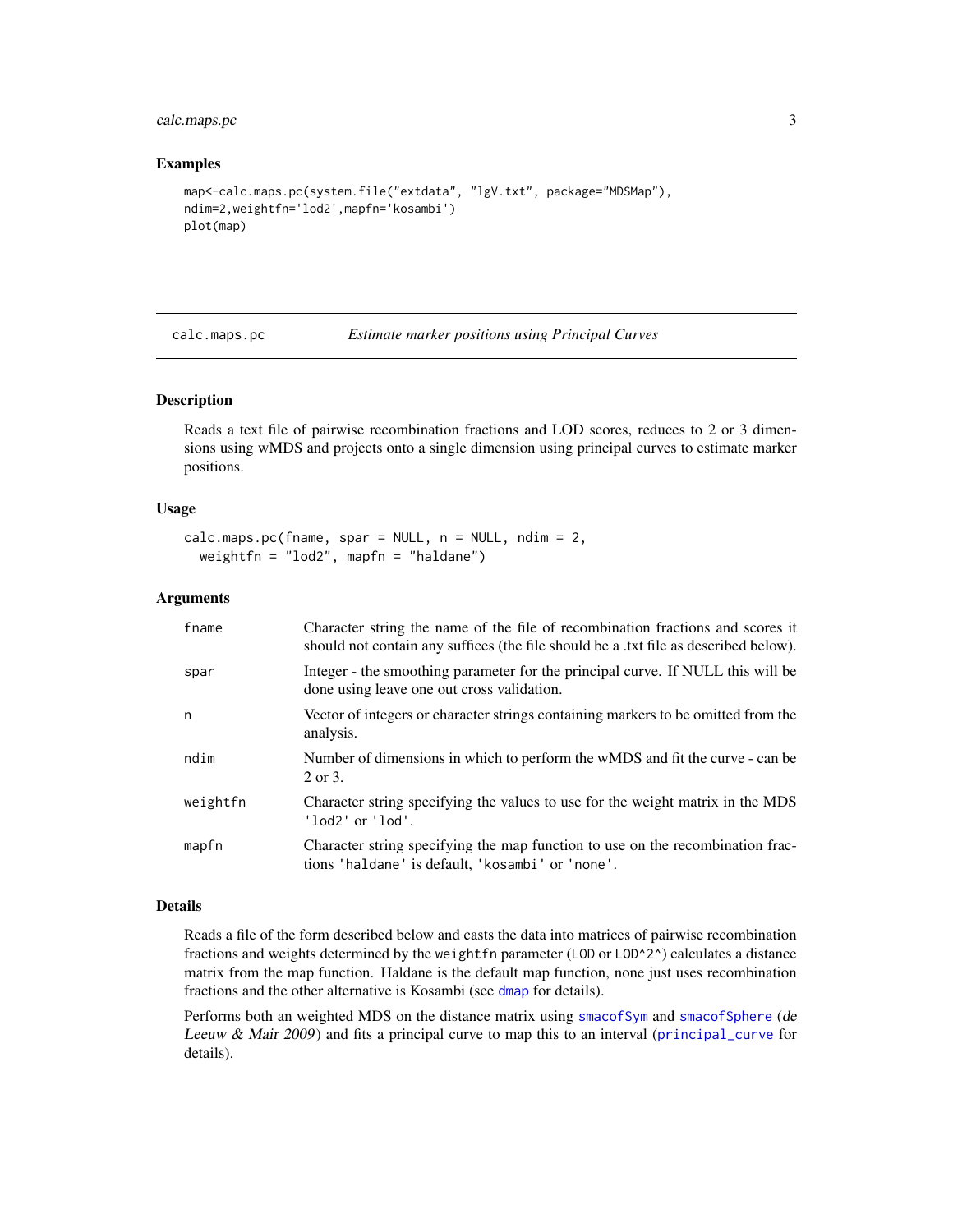## Examples

```
map<-calc.maps.pc(system.file("extdata", "lgV.txt", package="MDSMap"),
ndim=2,weightfn='lod2',mapfn='kosambi')
plot(map)
```

---

# calc.maps.pc — *Estimate marker positions using Principal Curves*

## Description

Reads a text file of pairwise recombination fractions and LOD scores, reduces to 2 or 3 dimensions using wMDS and projects onto a single dimension using principal curves to estimate marker positions.

## Usage

```
calc.maps.pc(fname, spar = NULL, n = NULL, ndim = 2,
  weightfn = "lod2", mapfn = "haldane")
```

## Arguments

| Argument | Description |
|---|---|
| `fname` | Character string the name of the file of recombination fractions and scores it should not contain any suffices (the file should be a .txt file as described below). |
| `spar` | Integer - the smoothing parameter for the principal curve. If NULL this will be done using leave one out cross validation. |
| `n` | Vector of integers or character strings containing markers to be omitted from the analysis. |
| `ndim` | Number of dimensions in which to perform the wMDS and fit the curve - can be 2 or 3. |
| `weightfn` | Character string specifying the values to use for the weight matrix in the MDS `'lod2'` or `'lod'`. |
| `mapfn` | Character string specifying the map function to use on the recombination fractions `'haldane'` is default, `'kosambi'` or `'none'`. |

## Details

Reads a file of the form described below and casts the data into matrices of pairwise recombination fractions and weights determined by the `weightfn` parameter (`LOD` or `LOD^2^`) calculates a distance matrix from the map function. Haldane is the default map function, none just uses recombination fractions and the other alternative is Kosambi (see `dmap` for details).

Performs both an weighted MDS on the distance matrix using `smacofSym` and `smacofSphere` (*de Leeuw & Mair 2009*) and fits a principal curve to map this to an interval (`principal_curve` for details).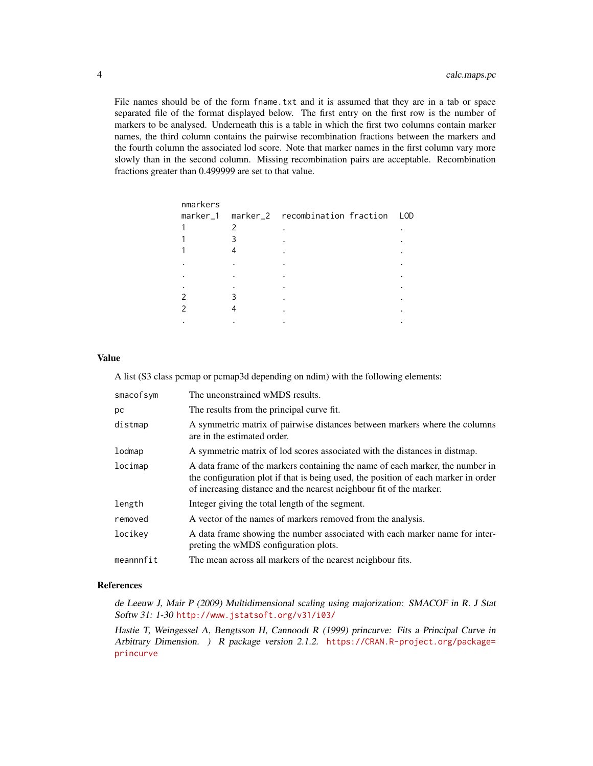File names should be of the form `fname.txt` and it is assumed that they are in a tab or space separated file of the format displayed below. The first entry on the first row is the number of markers to be analysed. Underneath this is a table in which the first two columns contain marker names, the third column contains the pairwise recombination fractions between the markers and the fourth column the associated lod score. Note that marker names in the first column vary more slowly than in the second column. Missing recombination pairs are acceptable. Recombination fractions greater than 0.499999 are set to that value.

```
nmarkers
marker_1   marker_2   recombination fraction   LOD
1          2          .                        .
1          3          .                        .
1          4          .                        .
.          .          .                        .
.          .          .                        .
.          .          .                        .
2          3          .                        .
2          4          .                        .
.          .          .                        .
```

## Value

A list (S3 class pcmap or pcmap3d depending on ndim) with the following elements:

| | |
|---|---|
| `smacofsym` | The unconstrained wMDS results. |
| `pc` | The results from the principal curve fit. |
| `distmap` | A symmetric matrix of pairwise distances between markers where the columns are in the estimated order. |
| `lodmap` | A symmetric matrix of lod scores associated with the distances in distmap. |
| `locimap` | A data frame of the markers containing the name of each marker, the number in the configuration plot if that is being used, the position of each marker in order of increasing distance and the nearest neighbour fit of the marker. |
| `length` | Integer giving the total length of the segment. |
| `removed` | A vector of the names of markers removed from the analysis. |
| `locikey` | A data frame showing the number associated with each marker name for interpreting the wMDS configuration plots. |
| `meannnfit` | The mean across all markers of the nearest neighbour fits. |

## References

*de Leeuw J, Mair P (2009) Multidimensional scaling using majorization: SMACOF in R. J Stat Softw 31: 1-30* http://www.jstatsoft.org/v31/i03/

*Hastie T, Weingessel A, Bengtsson H, Cannoodt R (1999) princurve: Fits a Principal Curve in Arbitrary Dimension. ) R package version 2.1.2.* https://CRAN.R-project.org/package=princurve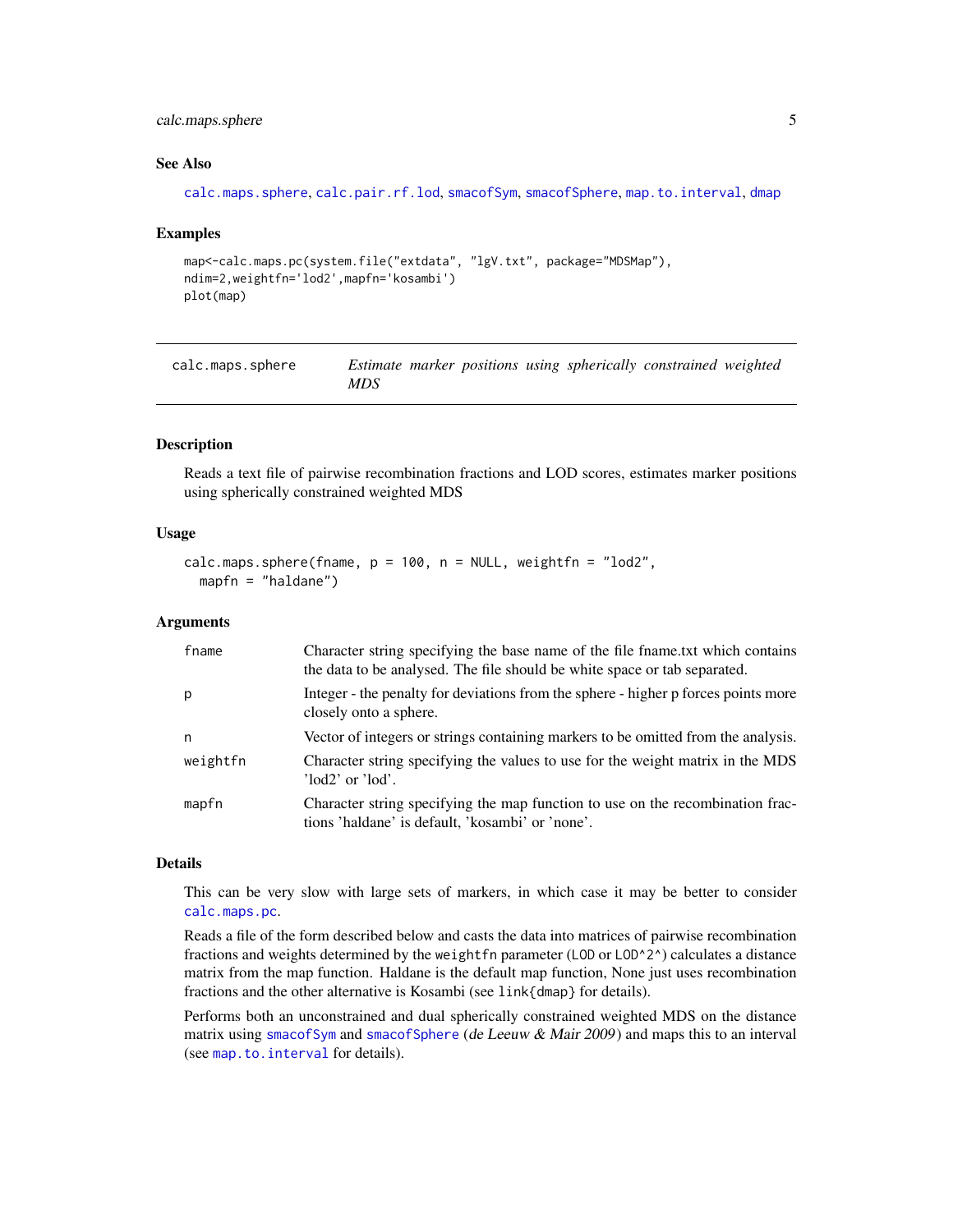### See Also

calc.maps.sphere, calc.pair.rf.lod, smacofSym, smacofSphere, map.to.interval, dmap

### Examples

```
map<-calc.maps.pc(system.file("extdata", "lgV.txt", package="MDSMap"),
ndim=2,weightfn='lod2',mapfn='kosambi')
plot(map)
```

---

## calc.maps.sphere — *Estimate marker positions using spherically constrained weighted MDS*

---

### Description

Reads a text file of pairwise recombination fractions and LOD scores, estimates marker positions using spherically constrained weighted MDS

### Usage

```
calc.maps.sphere(fname, p = 100, n = NULL, weightfn = "lod2",
  mapfn = "haldane")
```

### Arguments

| | |
|---|---|
| fname | Character string specifying the base name of the file fname.txt which contains the data to be analysed. The file should be white space or tab separated. |
| p | Integer - the penalty for deviations from the sphere - higher p forces points more closely onto a sphere. |
| n | Vector of integers or strings containing markers to be omitted from the analysis. |
| weightfn | Character string specifying the values to use for the weight matrix in the MDS 'lod2' or 'lod'. |
| mapfn | Character string specifying the map function to use on the recombination fractions 'haldane' is default, 'kosambi' or 'none'. |

### Details

This can be very slow with large sets of markers, in which case it may be better to consider calc.maps.pc.

Reads a file of the form described below and casts the data into matrices of pairwise recombination fractions and weights determined by the weightfn parameter (LOD or LOD^2^) calculates a distance matrix from the map function. Haldane is the default map function, None just uses recombination fractions and the other alternative is Kosambi (see link{dmap} for details).

Performs both an unconstrained and dual spherically constrained weighted MDS on the distance matrix using smacofSym and smacofSphere (*de Leeuw & Mair 2009*) and maps this to an interval (see map.to.interval for details).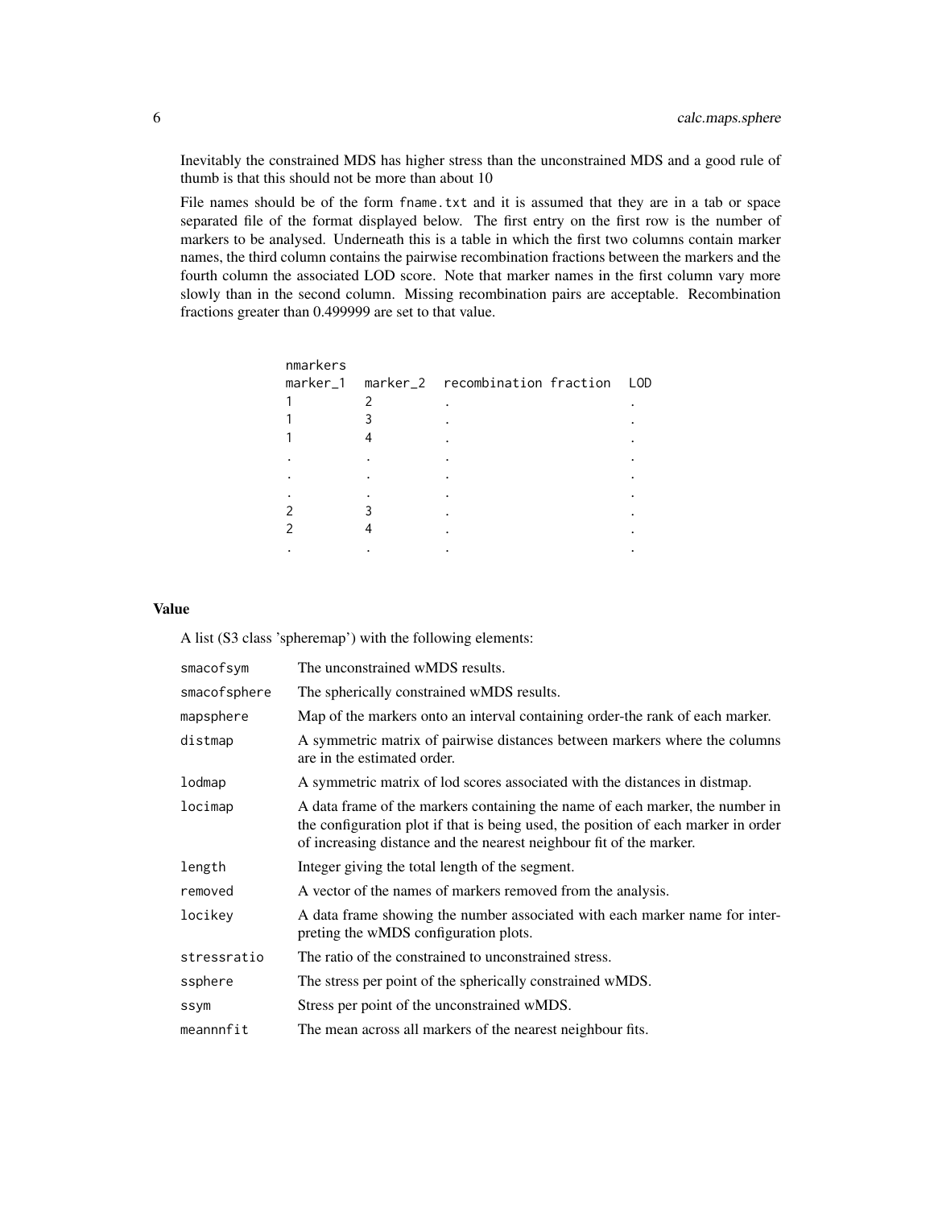Inevitably the constrained MDS has higher stress than the unconstrained MDS and a good rule of thumb is that this should not be more than about 10

File names should be of the form `fname.txt` and it is assumed that they are in a tab or space separated file of the format displayed below. The first entry on the first row is the number of markers to be analysed. Underneath this is a table in which the first two columns contain marker names, the third column contains the pairwise recombination fractions between the markers and the fourth column the associated LOD score. Note that marker names in the first column vary more slowly than in the second column. Missing recombination pairs are acceptable. Recombination fractions greater than 0.499999 are set to that value.

```
nmarkers
marker_1  marker_2  recombination fraction  LOD
1         2         .                       .
1         3         .                       .
1         4         .                       .
.         .         .                       .
.         .         .                       .
.         .         .                       .
2         3         .                       .
2         4         .                       .
.         .         .                       .
```

## Value

A list (S3 class 'spheremap') with the following elements:

| | |
|---|---|
| smacofsym | The unconstrained wMDS results. |
| smacofsphere | The spherically constrained wMDS results. |
| mapsphere | Map of the markers onto an interval containing order-the rank of each marker. |
| distmap | A symmetric matrix of pairwise distances between markers where the columns are in the estimated order. |
| lodmap | A symmetric matrix of lod scores associated with the distances in distmap. |
| locimap | A data frame of the markers containing the name of each marker, the number in the configuration plot if that is being used, the position of each marker in order of increasing distance and the nearest neighbour fit of the marker. |
| length | Integer giving the total length of the segment. |
| removed | A vector of the names of markers removed from the analysis. |
| locikey | A data frame showing the number associated with each marker name for interpreting the wMDS configuration plots. |
| stressratio | The ratio of the constrained to unconstrained stress. |
| ssphere | The stress per point of the spherically constrained wMDS. |
| ssym | Stress per point of the unconstrained wMDS. |
| meannnfit | The mean across all markers of the nearest neighbour fits. |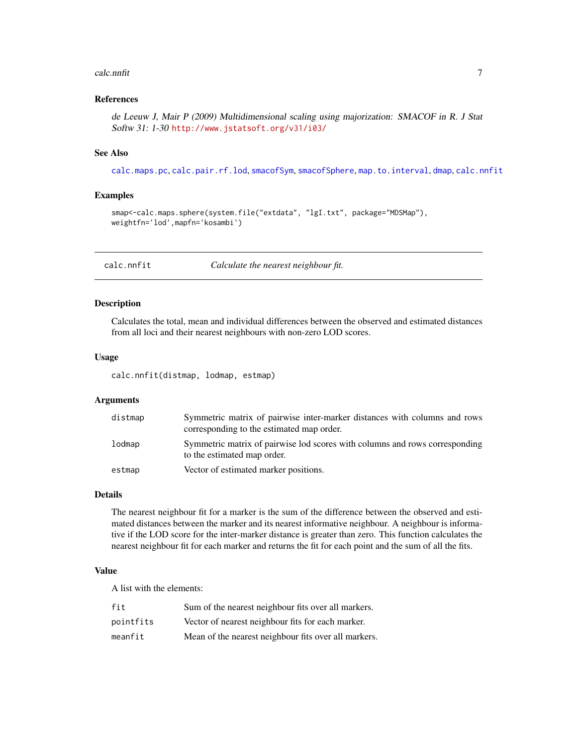### References

*de Leeuw J, Mair P (2009) Multidimensional scaling using majorization: SMACOF in R. J Stat Softw 31: 1-30* http://www.jstatsoft.org/v31/i03/

### See Also

`calc.maps.pc`, `calc.pair.rf.lod`, `smacofSym`, `smacofSphere`, `map.to.interval`, `dmap`, `calc.nnfit`

### Examples

```
smap<-calc.maps.sphere(system.file("extdata", "lgI.txt", package="MDSMap"),
weightfn='lod',mapfn='kosambi')
```

---

## calc.nnfit &nbsp;&nbsp;&nbsp; *Calculate the nearest neighbour fit.*

---

### Description

Calculates the total, mean and individual differences between the observed and estimated distances from all loci and their nearest neighbours with non-zero LOD scores.

### Usage

```
calc.nnfit(distmap, lodmap, estmap)
```

### Arguments

| | |
|---|---|
| `distmap` | Symmetric matrix of pairwise inter-marker distances with columns and rows corresponding to the estimated map order. |
| `lodmap` | Symmetric matrix of pairwise lod scores with columns and rows corresponding to the estimated map order. |
| `estmap` | Vector of estimated marker positions. |

### Details

The nearest neighbour fit for a marker is the sum of the difference between the observed and estimated distances between the marker and its nearest informative neighbour. A neighbour is informative if the LOD score for the inter-marker distance is greater than zero. This function calculates the nearest neighbour fit for each marker and returns the fit for each point and the sum of all the fits.

### Value

A list with the elements:

| | |
|---|---|
| `fit` | Sum of the nearest neighbour fits over all markers. |
| `pointfits` | Vector of nearest neighbour fits for each marker. |
| `meanfit` | Mean of the nearest neighbour fits over all markers. |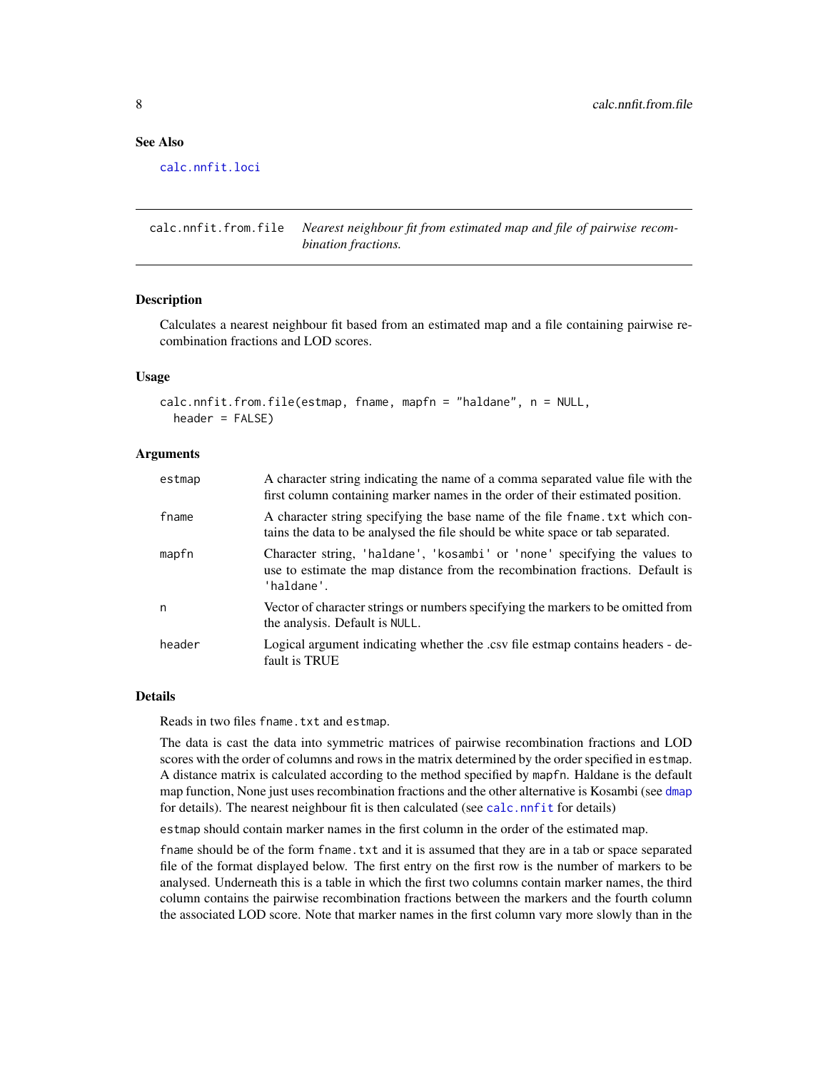## See Also

`calc.nnfit.loci`

---

## calc.nnfit.from.file — *Nearest neighbour fit from estimated map and file of pairwise recombination fractions.*

### Description

Calculates a nearest neighbour fit based from an estimated map and a file containing pairwise recombination fractions and LOD scores.

### Usage

```
calc.nnfit.from.file(estmap, fname, mapfn = "haldane", n = NULL,
  header = FALSE)
```

### Arguments

| | |
|---|---|
| `estmap` | A character string indicating the name of a comma separated value file with the first column containing marker names in the order of their estimated position. |
| `fname` | A character string specifying the base name of the file `fname.txt` which contains the data to be analysed the file should be white space or tab separated. |
| `mapfn` | Character string, `'haldane'`, `'kosambi'` or `'none'` specifying the values to use to estimate the map distance from the recombination fractions. Default is `'haldane'`. |
| `n` | Vector of character strings or numbers specifying the markers to be omitted from the analysis. Default is `NULL`. |
| `header` | Logical argument indicating whether the .csv file estmap contains headers - default is TRUE |

### Details

Reads in two files `fname.txt` and `estmap`.

The data is cast the data into symmetric matrices of pairwise recombination fractions and LOD scores with the order of columns and rows in the matrix determined by the order specified in `estmap`. A distance matrix is calculated according to the method specified by `mapfn`. Haldane is the default map function, None just uses recombination fractions and the other alternative is Kosambi (see `dmap` for details). The nearest neighbour fit is then calculated (see `calc.nnfit` for details)

`estmap` should contain marker names in the first column in the order of the estimated map.

`fname` should be of the form `fname.txt` and it is assumed that they are in a tab or space separated file of the format displayed below. The first entry on the first row is the number of markers to be analysed. Underneath this is a table in which the first two columns contain marker names, the third column contains the pairwise recombination fractions between the markers and the fourth column the associated LOD score. Note that marker names in the first column vary more slowly than in the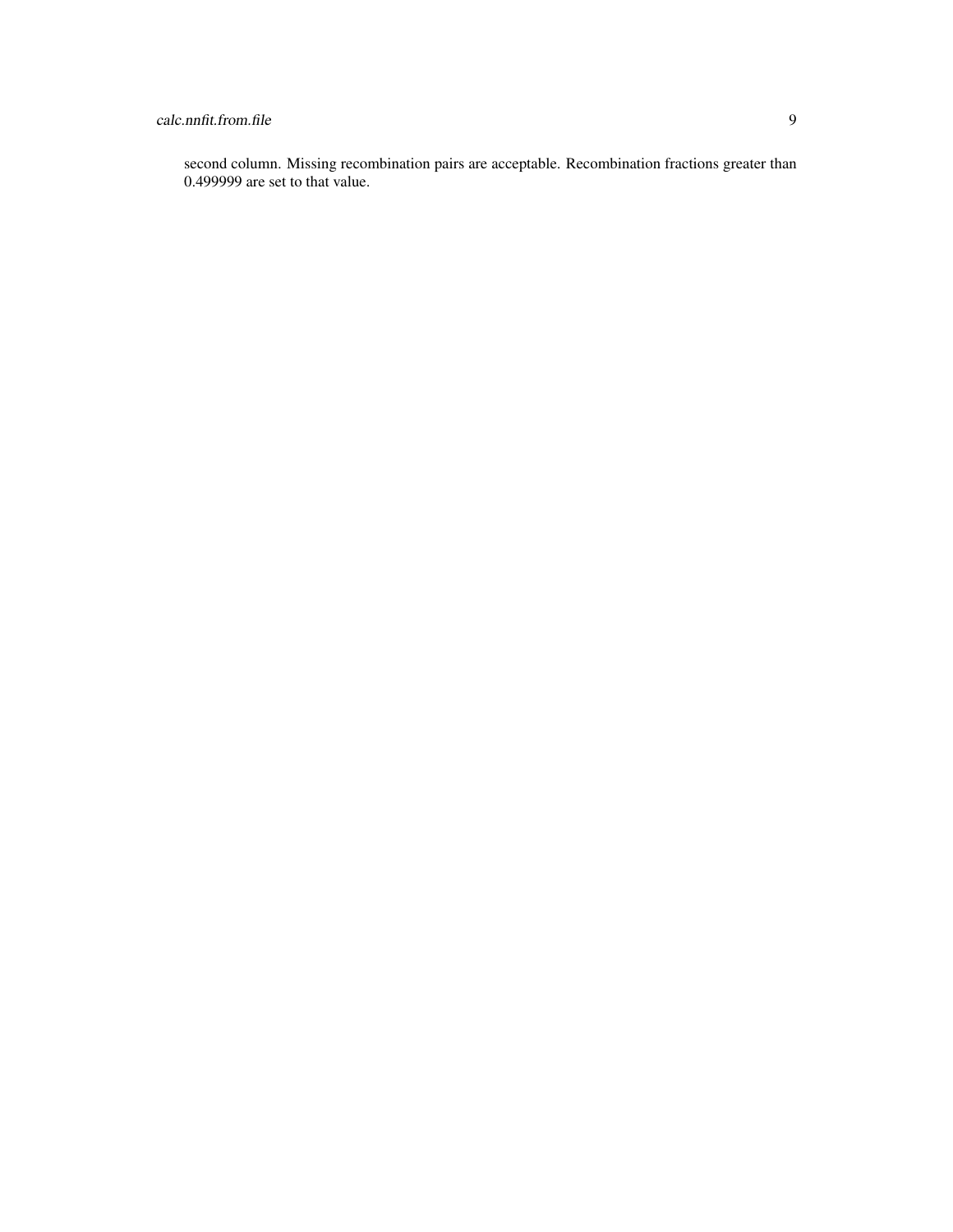second column. Missing recombination pairs are acceptable. Recombination fractions greater than 0.499999 are set to that value.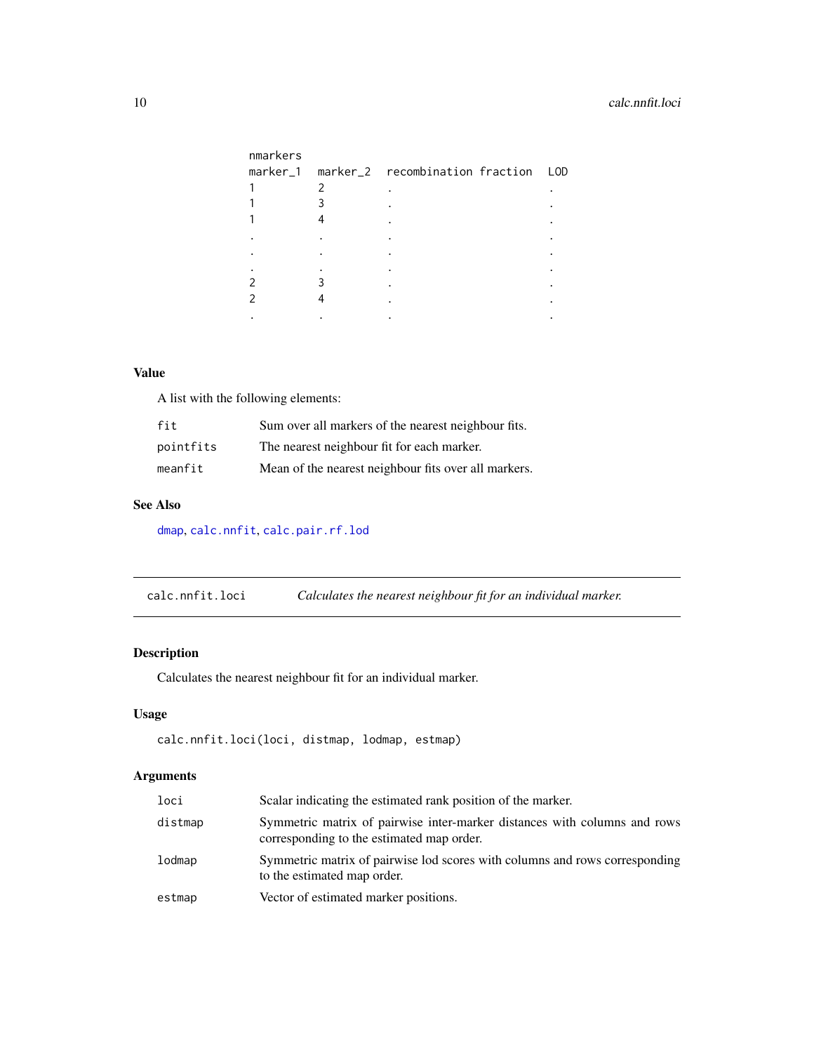```
nmarkers
marker_1   marker_2   recombination fraction   LOD
1          2          .                        .
1          3          .                        .
1          4          .                        .
.          .          .                        .
.          .          .                        .
.          .          .                        .
2          3          .                        .
2          4          .                        .
.          .          .                        .
```

### Value

A list with the following elements:

| | |
|---|---|
| `fit` | Sum over all markers of the nearest neighbour fits. |
| `pointfits` | The nearest neighbour fit for each marker. |
| `meanfit` | Mean of the nearest neighbour fits over all markers. |

### See Also

`dmap`, `calc.nnfit`, `calc.pair.rf.lod`

---

## `calc.nnfit.loci` — *Calculates the nearest neighbour fit for an individual marker.*

---

### Description

Calculates the nearest neighbour fit for an individual marker.

### Usage

```
calc.nnfit.loci(loci, distmap, lodmap, estmap)
```

### Arguments

| | |
|---|---|
| `loci` | Scalar indicating the estimated rank position of the marker. |
| `distmap` | Symmetric matrix of pairwise inter-marker distances with columns and rows corresponding to the estimated map order. |
| `lodmap` | Symmetric matrix of pairwise lod scores with columns and rows corresponding to the estimated map order. |
| `estmap` | Vector of estimated marker positions. |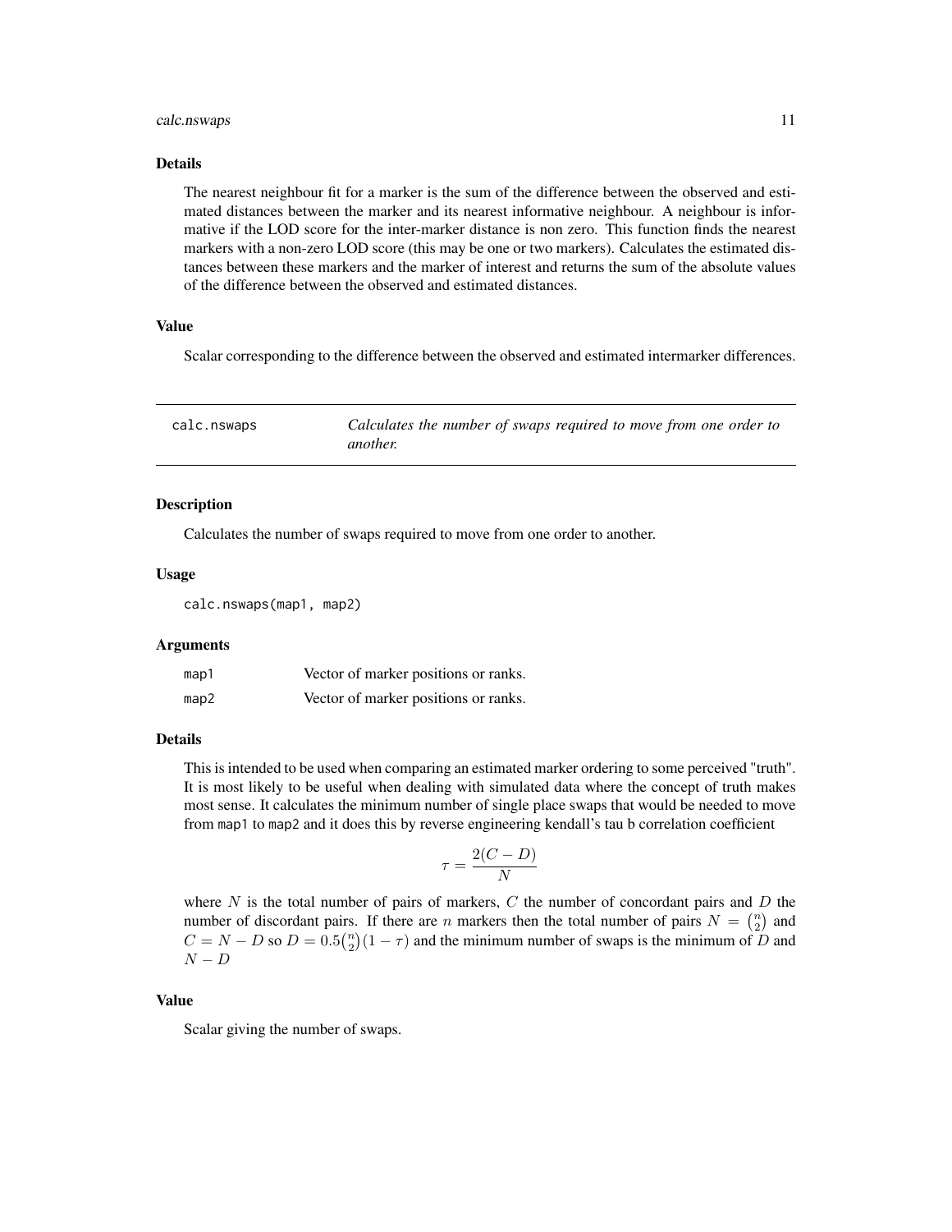### Details

The nearest neighbour fit for a marker is the sum of the difference between the observed and estimated distances between the marker and its nearest informative neighbour. A neighbour is informative if the LOD score for the inter-marker distance is non zero. This function finds the nearest markers with a non-zero LOD score (this may be one or two markers). Calculates the estimated distances between these markers and the marker of interest and returns the sum of the absolute values of the difference between the observed and estimated distances.

### Value

Scalar corresponding to the difference between the observed and estimated intermarker differences.

---

## calc.nswaps — *Calculates the number of swaps required to move from one order to another.*

---

### Description

Calculates the number of swaps required to move from one order to another.

### Usage

```
calc.nswaps(map1, map2)
```

### Arguments

| | |
|---|---|
| `map1` | Vector of marker positions or ranks. |
| `map2` | Vector of marker positions or ranks. |

### Details

This is intended to be used when comparing an estimated marker ordering to some perceived "truth". It is most likely to be useful when dealing with simulated data where the concept of truth makes most sense. It calculates the minimum number of single place swaps that would be needed to move from `map1` to `map2` and it does this by reverse engineering kendall's tau b correlation coefficient

$$\tau = \frac{2(C-D)}{N}$$

where $N$ is the total number of pairs of markers, $C$ the number of concordant pairs and $D$ the number of discordant pairs. If there are $n$ markers then the total number of pairs $N = \binom{n}{2}$ and $C = N - D$ so $D = 0.5\binom{n}{2}(1-\tau)$ and the minimum number of swaps is the minimum of $D$ and $N - D$

### Value

Scalar giving the number of swaps.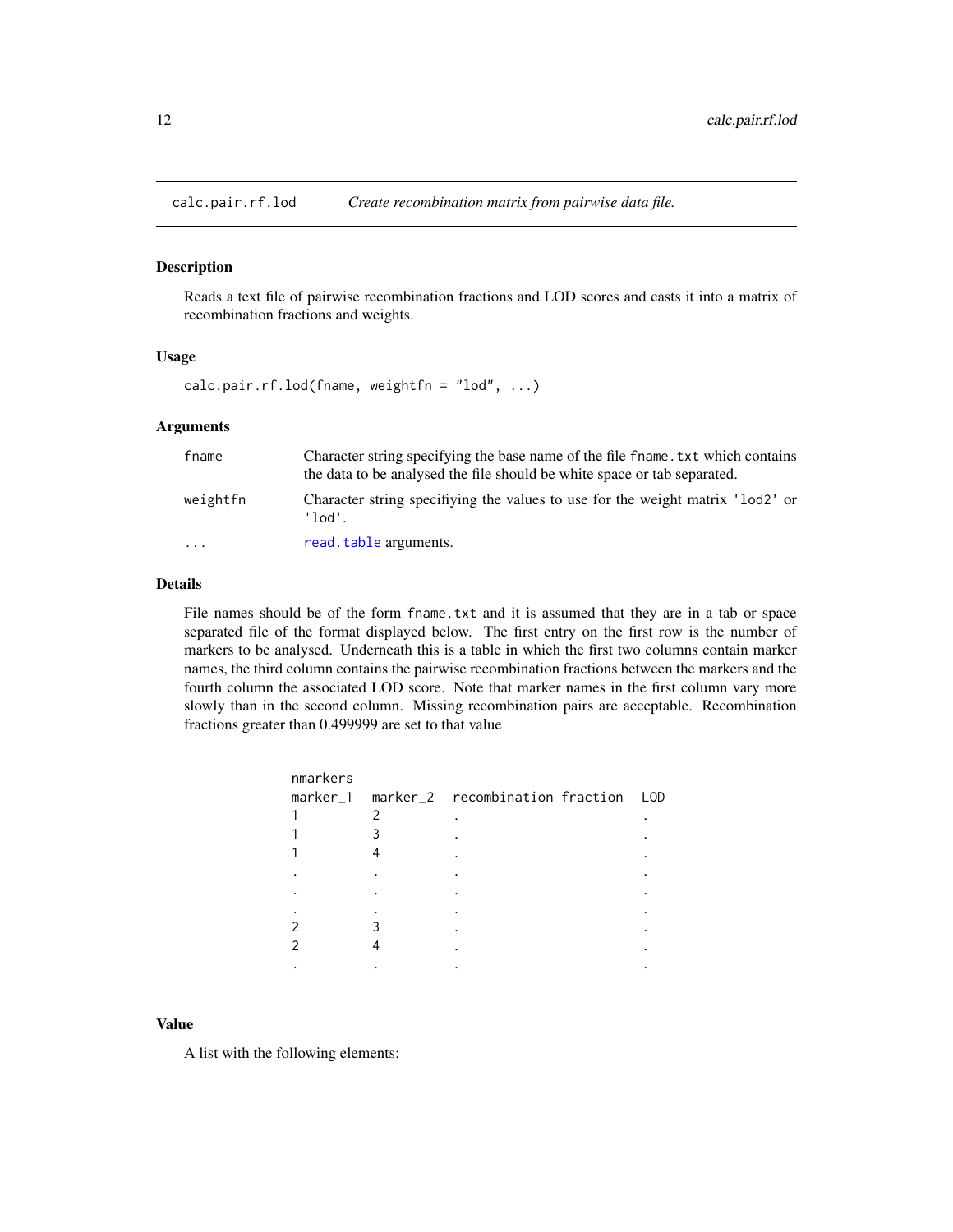## calc.pair.rf.lod — *Create recombination matrix from pairwise data file.*

### Description

Reads a text file of pairwise recombination fractions and LOD scores and casts it into a matrix of recombination fractions and weights.

### Usage

```
calc.pair.rf.lod(fname, weightfn = "lod", ...)
```

### Arguments

| | |
|---|---|
| fname | Character string specifying the base name of the file `fname.txt` which contains the data to be analysed the file should be white space or tab separated. |
| weightfn | Character string specifiying the values to use for the weight matrix `'lod2'` or `'lod'`. |
| ... | `read.table` arguments. |

### Details

File names should be of the form `fname.txt` and it is assumed that they are in a tab or space separated file of the format displayed below. The first entry on the first row is the number of markers to be analysed. Underneath this is a table in which the first two columns contain marker names, the third column contains the pairwise recombination fractions between the markers and the fourth column the associated LOD score. Note that marker names in the first column vary more slowly than in the second column. Missing recombination pairs are acceptable. Recombination fractions greater than 0.499999 are set to that value

```
nmarkers
marker_1  marker_2  recombination fraction  LOD
1         2         .                       .
1         3         .                       .
1         4         .                       .
.         .         .                       .
.         .         .                       .
.         .         .                       .
2         3         .                       .
2         4         .                       .
.         .         .                       .
```

### Value

A list with the following elements: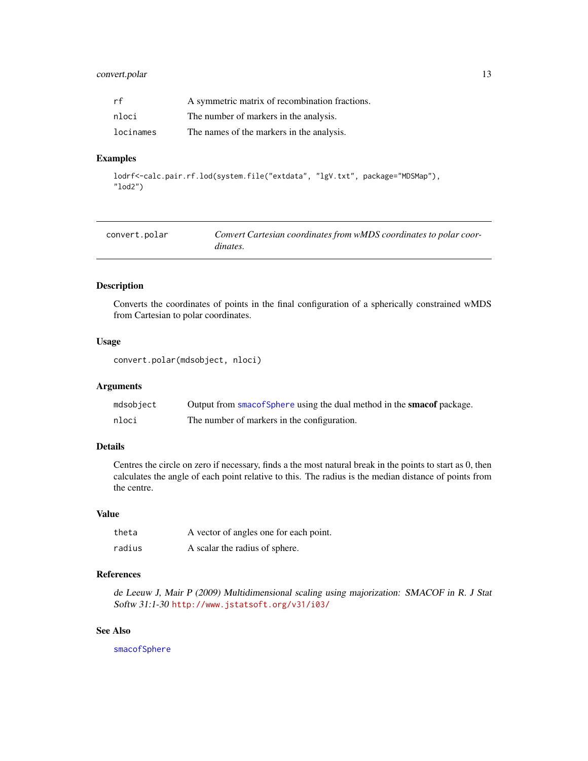| | |
|---|---|
| rf | A symmetric matrix of recombination fractions. |
| nloci | The number of markers in the analysis. |
| locinames | The names of the markers in the analysis. |

## Examples

```
lodrf<-calc.pair.rf.lod(system.file("extdata", "lgV.txt", package="MDSMap"),
"lod2")
```

---

# convert.polar — *Convert Cartesian coordinates from wMDS coordinates to polar coordinates.*

---

## Description

Converts the coordinates of points in the final configuration of a spherically constrained wMDS from Cartesian to polar coordinates.

## Usage

```
convert.polar(mdsobject, nloci)
```

## Arguments

| | |
|---|---|
| mdsobject | Output from smacofSphere using the dual method in the **smacof** package. |
| nloci | The number of markers in the configuration. |

## Details

Centres the circle on zero if necessary, finds a the most natural break in the points to start as 0, then calculates the angle of each point relative to this. The radius is the median distance of points from the centre.

## Value

| | |
|---|---|
| theta | A vector of angles one for each point. |
| radius | A scalar the radius of sphere. |

## References

*de Leeuw J, Mair P (2009) Multidimensional scaling using majorization: SMACOF in R. J Stat Softw 31:1-30* http://www.jstatsoft.org/v31/i03/

## See Also

smacofSphere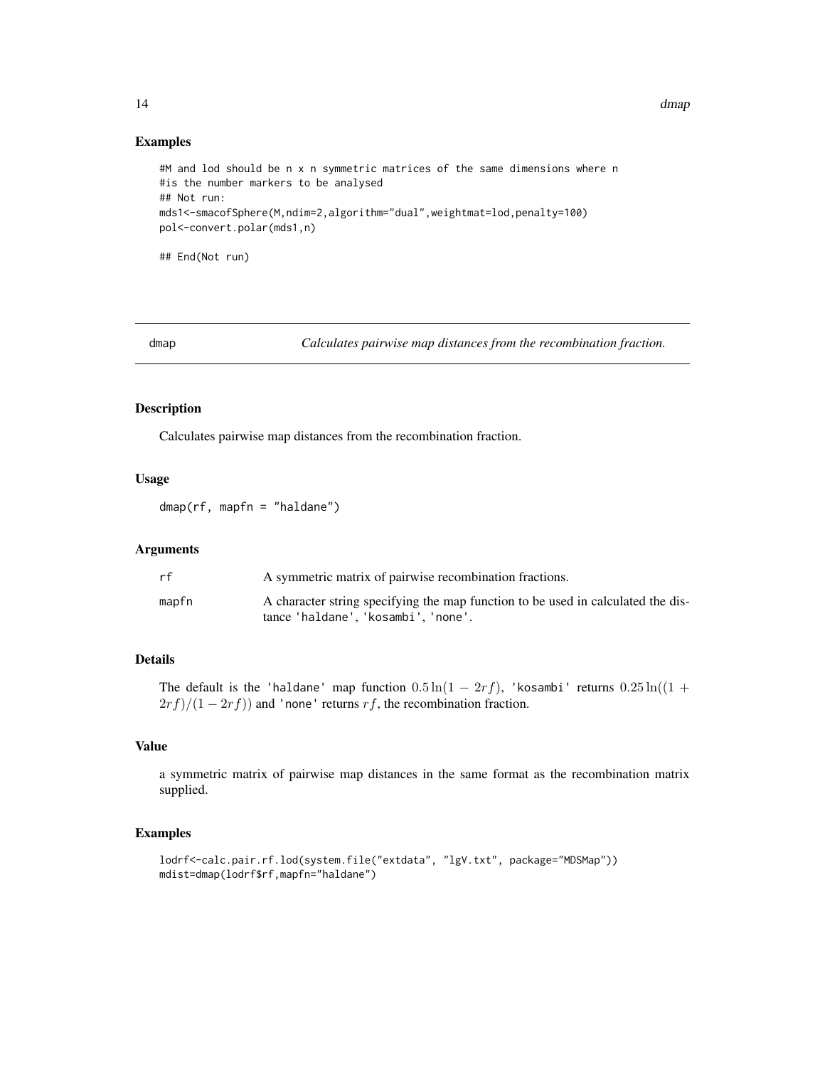## Examples

```
#M and lod should be n x n symmetric matrices of the same dimensions where n
#is the number markers to be analysed
## Not run:
mds1<-smacofSphere(M,ndim=2,algorithm="dual",weightmat=lod,penalty=100)
pol<-convert.polar(mds1,n)

## End(Not run)
```

---

# dmap — *Calculates pairwise map distances from the recombination fraction.*

## Description

Calculates pairwise map distances from the recombination fraction.

## Usage

```
dmap(rf, mapfn = "haldane")
```

## Arguments

| | |
|---|---|
| rf | A symmetric matrix of pairwise recombination fractions. |
| mapfn | A character string specifying the map function to be used in calculated the distance 'haldane', 'kosambi', 'none'. |

## Details

The default is the 'haldane' map function $0.5 \ln(1 - 2rf)$, 'kosambi' returns $0.25 \ln((1 + 2rf)/(1 - 2rf))$ and 'none' returns $rf$, the recombination fraction.

## Value

a symmetric matrix of pairwise map distances in the same format as the recombination matrix supplied.

## Examples

```
lodrf<-calc.pair.rf.lod(system.file("extdata", "lgV.txt", package="MDSMap"))
mdist=dmap(lodrf$rf,mapfn="haldane")
```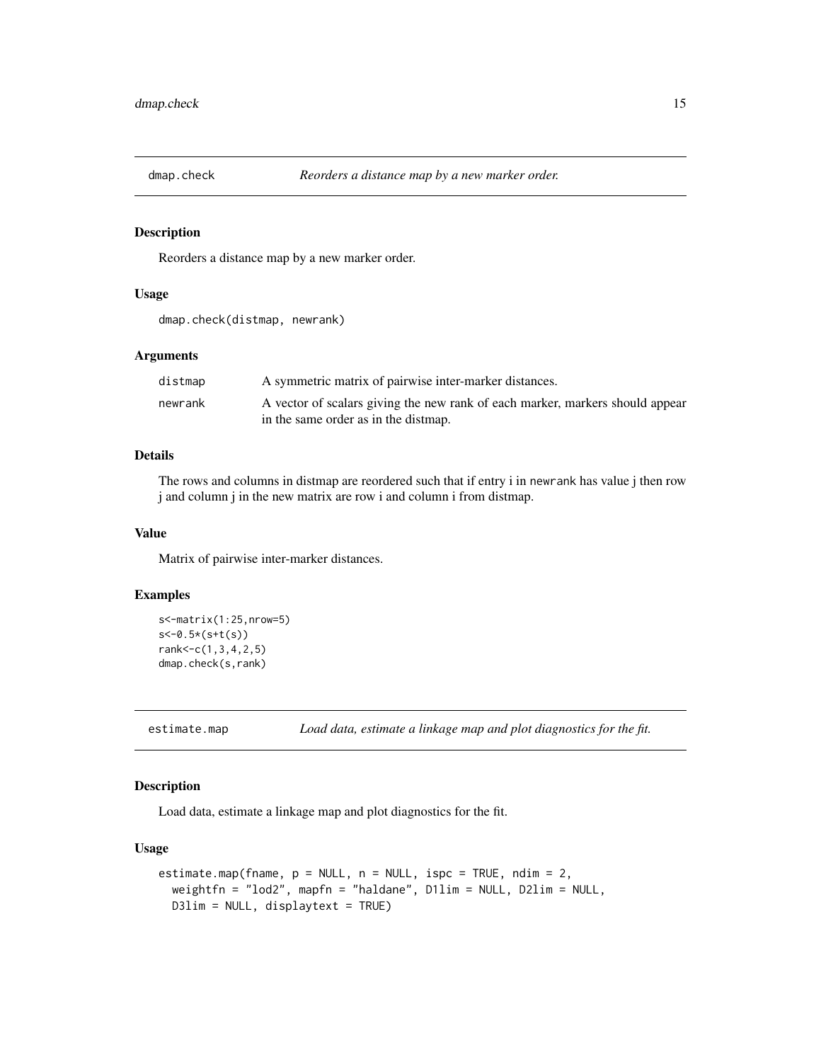## dmap.check *Reorders a distance map by a new marker order.*

### Description

Reorders a distance map by a new marker order.

### Usage

```
dmap.check(distmap, newrank)
```

### Arguments

| | |
|---|---|
| distmap | A symmetric matrix of pairwise inter-marker distances. |
| newrank | A vector of scalars giving the new rank of each marker, markers should appear in the same order as in the distmap. |

### Details

The rows and columns in distmap are reordered such that if entry i in `newrank` has value j then row j and column j in the new matrix are row i and column i from distmap.

### Value

Matrix of pairwise inter-marker distances.

### Examples

```
s<-matrix(1:25,nrow=5)
s<-0.5*(s+t(s))
rank<-c(1,3,4,2,5)
dmap.check(s,rank)
```

## estimate.map *Load data, estimate a linkage map and plot diagnostics for the fit.*

### Description

Load data, estimate a linkage map and plot diagnostics for the fit.

### Usage

```
estimate.map(fname, p = NULL, n = NULL, ispc = TRUE, ndim = 2,
  weightfn = "lod2", mapfn = "haldane", D1lim = NULL, D2lim = NULL,
  D3lim = NULL, displaytext = TRUE)
```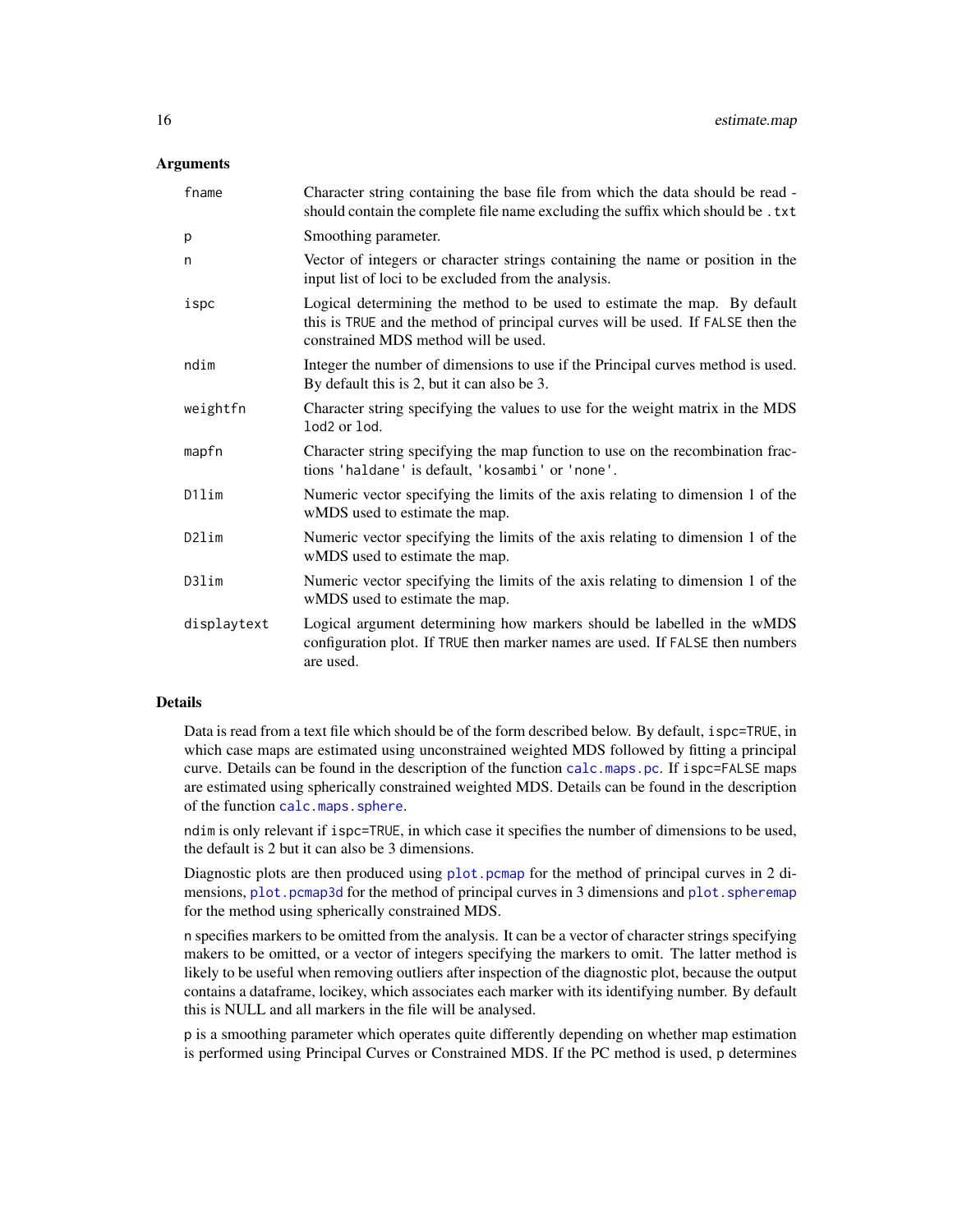## Arguments

| | |
|---|---|
| `fname` | Character string containing the base file from which the data should be read - should contain the complete file name excluding the suffix which should be `.txt` |
| `p` | Smoothing parameter. |
| `n` | Vector of integers or character strings containing the name or position in the input list of loci to be excluded from the analysis. |
| `ispc` | Logical determining the method to be used to estimate the map. By default this is `TRUE` and the method of principal curves will be used. If `FALSE` then the constrained MDS method will be used. |
| `ndim` | Integer the number of dimensions to use if the Principal curves method is used. By default this is 2, but it can also be 3. |
| `weightfn` | Character string specifying the values to use for the weight matrix in the MDS `lod2` or `lod`. |
| `mapfn` | Character string specifying the map function to use on the recombination fractions `'haldane'` is default, `'kosambi'` or `'none'`. |
| `D1lim` | Numeric vector specifying the limits of the axis relating to dimension 1 of the wMDS used to estimate the map. |
| `D2lim` | Numeric vector specifying the limits of the axis relating to dimension 1 of the wMDS used to estimate the map. |
| `D3lim` | Numeric vector specifying the limits of the axis relating to dimension 1 of the wMDS used to estimate the map. |
| `displaytext` | Logical argument determining how markers should be labelled in the wMDS configuration plot. If `TRUE` then marker names are used. If `FALSE` then numbers are used. |

## Details

Data is read from a text file which should be of the form described below. By default, `ispc=TRUE`, in which case maps are estimated using unconstrained weighted MDS followed by fitting a principal curve. Details can be found in the description of the function `calc.maps.pc`. If `ispc=FALSE` maps are estimated using spherically constrained weighted MDS. Details can be found in the description of the function `calc.maps.sphere`.

`ndim` is only relevant if `ispc=TRUE`, in which case it specifies the number of dimensions to be used, the default is 2 but it can also be 3 dimensions.

Diagnostic plots are then produced using `plot.pcmap` for the method of principal curves in 2 dimensions, `plot.pcmap3d` for the method of principal curves in 3 dimensions and `plot.spheremap` for the method using spherically constrained MDS.

`n` specifies markers to be omitted from the analysis. It can be a vector of character strings specifying makers to be omitted, or a vector of integers specifying the markers to omit. The latter method is likely to be useful when removing outliers after inspection of the diagnostic plot, because the output contains a dataframe, locikey, which associates each marker with its identifying number. By default this is NULL and all markers in the file will be analysed.

`p` is a smoothing parameter which operates quite differently depending on whether map estimation is performed using Principal Curves or Constrained MDS. If the PC method is used, `p` determines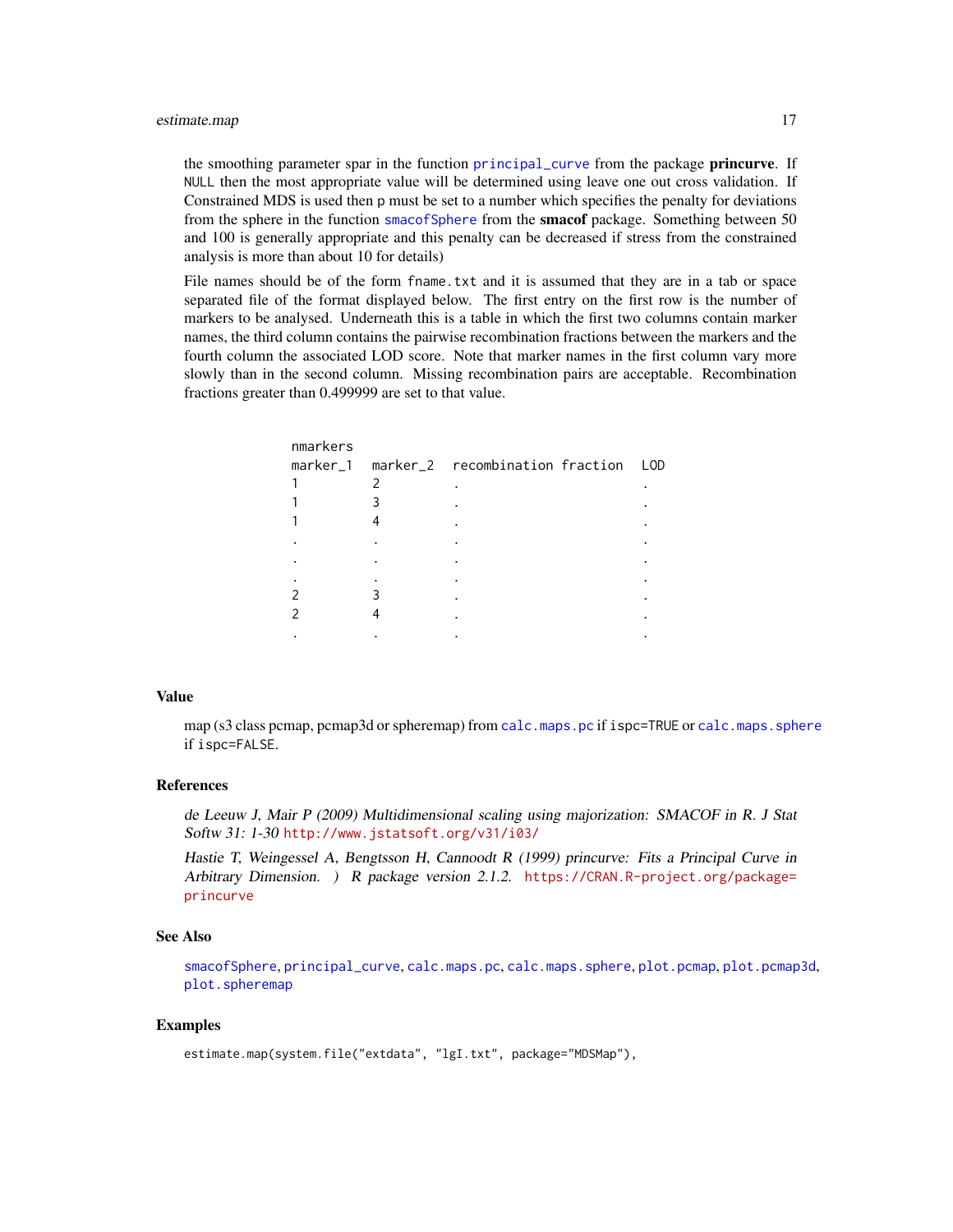the smoothing parameter spar in the function `principal_curve` from the package **princurve**. If `NULL` then the most appropriate value will be determined using leave one out cross validation. If Constrained MDS is used then p must be set to a number which specifies the penalty for deviations from the sphere in the function `smacofSphere` from the **smacof** package. Something between 50 and 100 is generally appropriate and this penalty can be decreased if stress from the constrained analysis is more than about 10 for details)

File names should be of the form `fname.txt` and it is assumed that they are in a tab or space separated file of the format displayed below. The first entry on the first row is the number of markers to be analysed. Underneath this is a table in which the first two columns contain marker names, the third column contains the pairwise recombination fractions between the markers and the fourth column the associated LOD score. Note that marker names in the first column vary more slowly than in the second column. Missing recombination pairs are acceptable. Recombination fractions greater than 0.499999 are set to that value.

```
nmarkers
marker_1  marker_2  recombination fraction  LOD
1         2         .                       .
1         3         .                       .
1         4         .                       .
.         .         .                       .
.         .         .                       .
.         .         .                       .
2         3         .                       .
2         4         .                       .
.         .         .                       .
```

## Value

map (s3 class pcmap, pcmap3d or spheremap) from `calc.maps.pc` if `ispc=TRUE` or `calc.maps.sphere` if `ispc=FALSE`.

## References

*de Leeuw J, Mair P (2009) Multidimensional scaling using majorization: SMACOF in R. J Stat Softw 31: 1-30* http://www.jstatsoft.org/v31/i03/

*Hastie T, Weingessel A, Bengtsson H, Cannoodt R (1999) princurve: Fits a Principal Curve in Arbitrary Dimension. ) R package version 2.1.2.* https://CRAN.R-project.org/package=princurve

## See Also

`smacofSphere`, `principal_curve`, `calc.maps.pc`, `calc.maps.sphere`, `plot.pcmap`, `plot.pcmap3d`, `plot.spheremap`

## Examples

```
estimate.map(system.file("extdata", "lgI.txt", package="MDSMap"),
```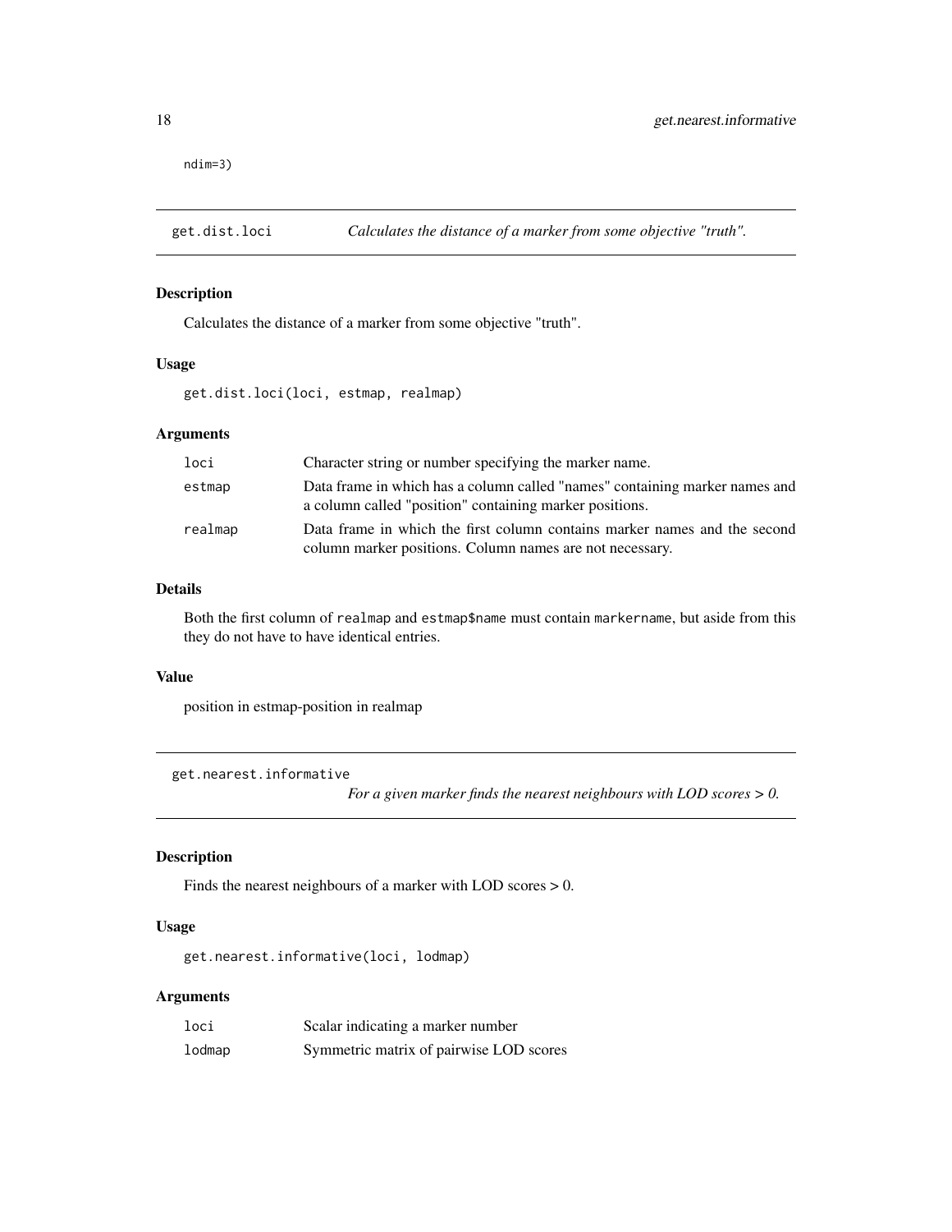```
ndim=3)
```

## get.dist.loci — *Calculates the distance of a marker from some objective "truth".*

### Description

Calculates the distance of a marker from some objective "truth".

### Usage

```
get.dist.loci(loci, estmap, realmap)
```

### Arguments

| | |
|---|---|
| loci | Character string or number specifying the marker name. |
| estmap | Data frame in which has a column called "names" containing marker names and a column called "position" containing marker positions. |
| realmap | Data frame in which the first column contains marker names and the second column marker positions. Column names are not necessary. |

### Details

Both the first column of `realmap` and `estmap$name` must contain `markername`, but aside from this they do not have to have identical entries.

### Value

position in estmap-position in realmap

## get.nearest.informative — *For a given marker finds the nearest neighbours with LOD scores > 0.*

### Description

Finds the nearest neighbours of a marker with LOD scores > 0.

### Usage

```
get.nearest.informative(loci, lodmap)
```

### Arguments

| | |
|---|---|
| loci | Scalar indicating a marker number |
| lodmap | Symmetric matrix of pairwise LOD scores |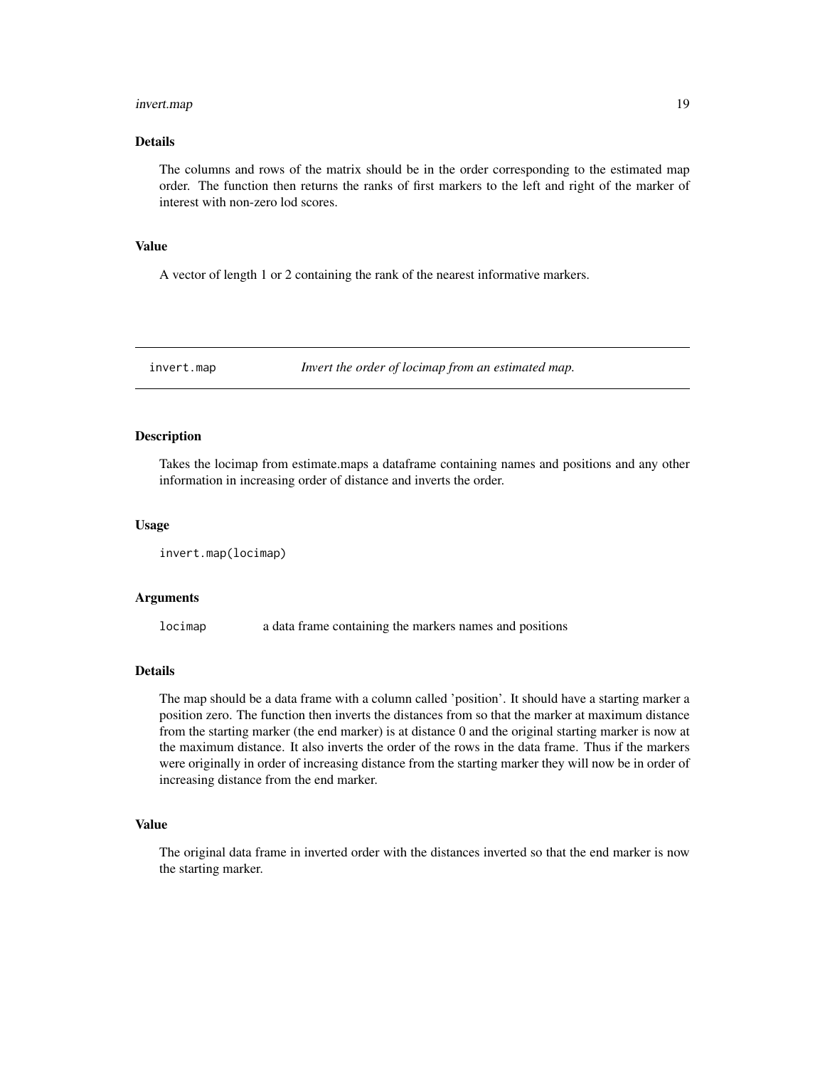### Details

The columns and rows of the matrix should be in the order corresponding to the estimated map order. The function then returns the ranks of first markers to the left and right of the marker of interest with non-zero lod scores.

### Value

A vector of length 1 or 2 containing the rank of the nearest informative markers.

---

## invert.map *Invert the order of locimap from an estimated map.*

---

### Description

Takes the locimap from estimate.maps a dataframe containing names and positions and any other information in increasing order of distance and inverts the order.

### Usage

```
invert.map(locimap)
```

### Arguments

| | |
|---|---|
| `locimap` | a data frame containing the markers names and positions |

### Details

The map should be a data frame with a column called 'position'. It should have a starting marker a position zero. The function then inverts the distances from so that the marker at maximum distance from the starting marker (the end marker) is at distance 0 and the original starting marker is now at the maximum distance. It also inverts the order of the rows in the data frame. Thus if the markers were originally in order of increasing distance from the starting marker they will now be in order of increasing distance from the end marker.

### Value

The original data frame in inverted order with the distances inverted so that the end marker is now the starting marker.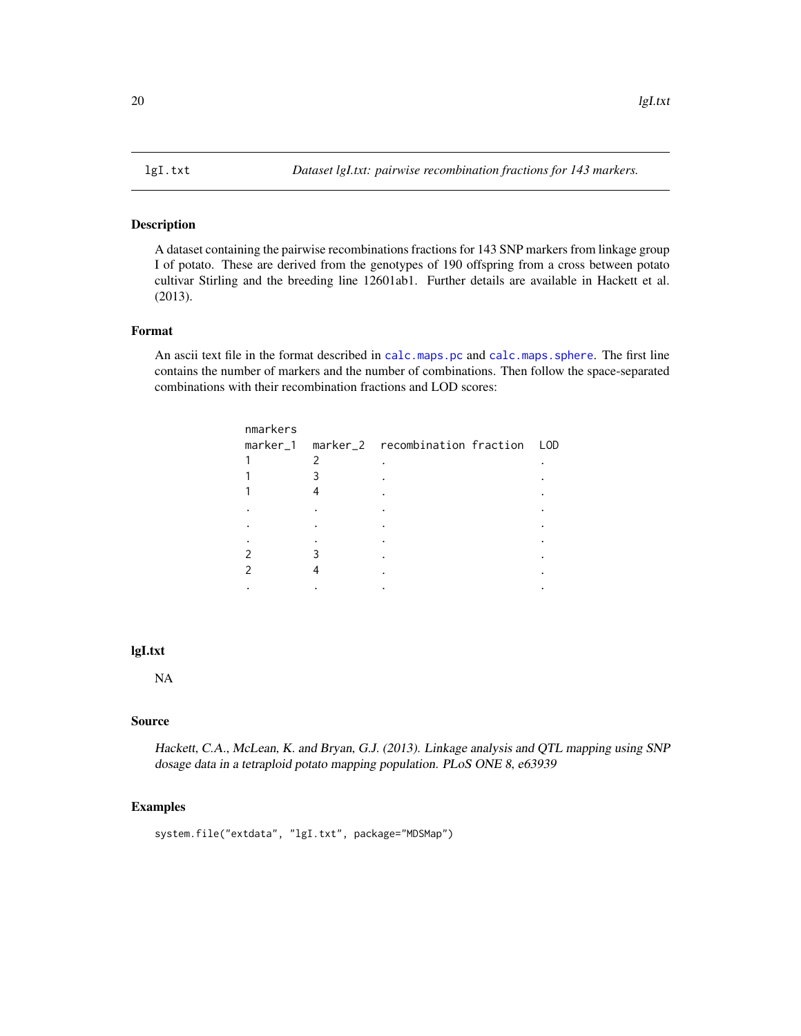lgI.txt    *Dataset lgI.txt: pairwise recombination fractions for 143 markers.*

## Description

A dataset containing the pairwise recombinations fractions for 143 SNP markers from linkage group I of potato. These are derived from the genotypes of 190 offspring from a cross between potato cultivar Stirling and the breeding line 12601ab1. Further details are available in Hackett et al. (2013).

## Format

An ascii text file in the format described in `calc.maps.pc` and `calc.maps.sphere`. The first line contains the number of markers and the number of combinations. Then follow the space-separated combinations with their recombination fractions and LOD scores:

```
nmarkers
marker_1   marker_2   recombination fraction   LOD
1          2          .                        .
1          3          .                        .
1          4          .                        .
.          .          .                        .
.          .          .                        .
.          .          .                        .
2          3          .                        .
2          4          .                        .
.          .          .                        .
```

## lgI.txt

NA

## Source

*Hackett, C.A., McLean, K. and Bryan, G.J. (2013). Linkage analysis and QTL mapping using SNP dosage data in a tetraploid potato mapping population. PLoS ONE 8, e63939*

## Examples

```
system.file("extdata", "lgI.txt", package="MDSMap")
```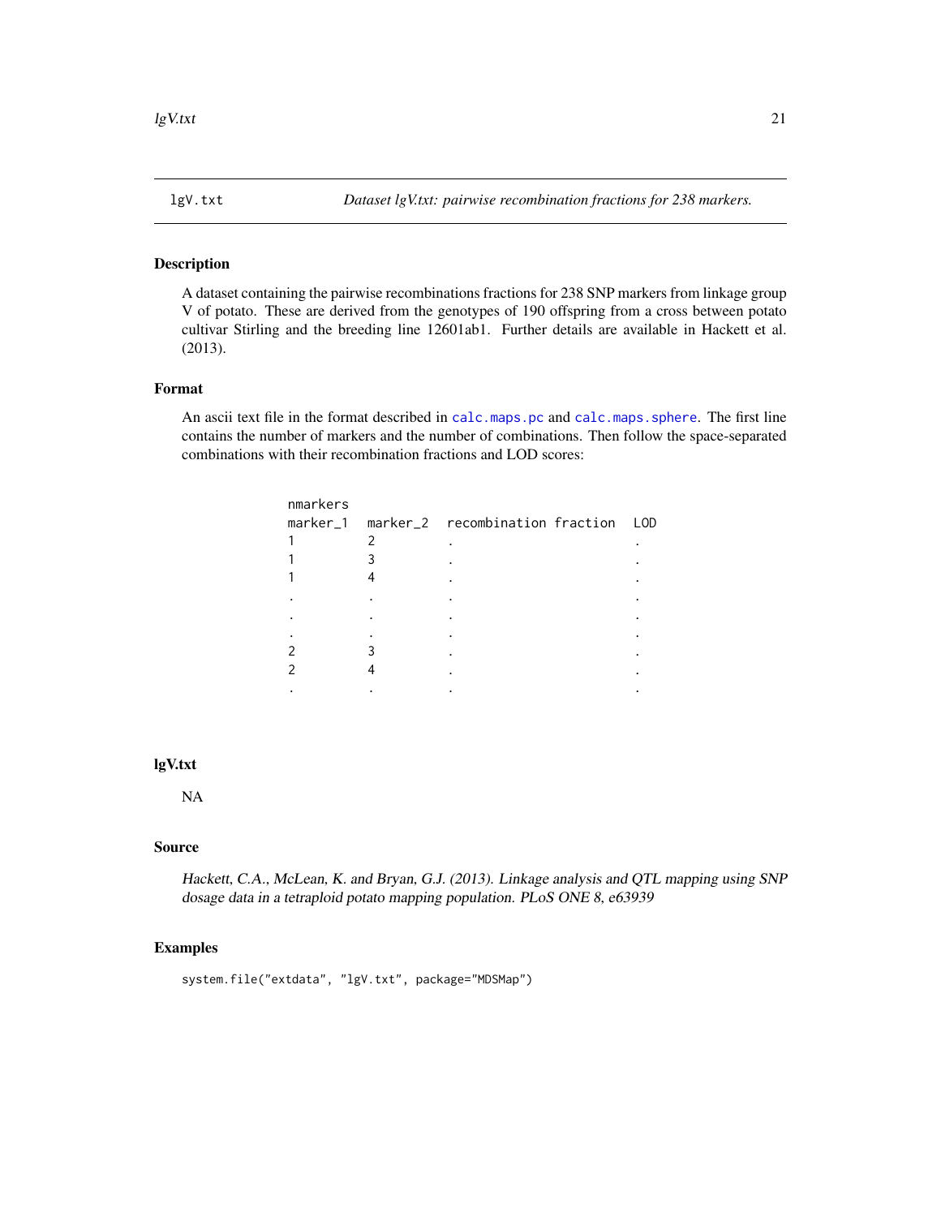## lgV.txt — *Dataset lgV.txt: pairwise recombination fractions for 238 markers.*

### Description

A dataset containing the pairwise recombinations fractions for 238 SNP markers from linkage group V of potato. These are derived from the genotypes of 190 offspring from a cross between potato cultivar Stirling and the breeding line 12601ab1. Further details are available in Hackett et al. (2013).

### Format

An ascii text file in the format described in `calc.maps.pc` and `calc.maps.sphere`. The first line contains the number of markers and the number of combinations. Then follow the space-separated combinations with their recombination fractions and LOD scores:

```
nmarkers
marker_1  marker_2  recombination fraction  LOD
1         2         .                       .
1         3         .                       .
1         4         .                       .
.         .         .                       .
.         .         .                       .
.         .         .                       .
2         3         .                       .
2         4         .                       .
.         .         .                       .
```

### lgV.txt

NA

### Source

*Hackett, C.A., McLean, K. and Bryan, G.J. (2013). Linkage analysis and QTL mapping using SNP dosage data in a tetraploid potato mapping population. PLoS ONE 8, e63939*

### Examples

```
system.file("extdata", "lgV.txt", package="MDSMap")
```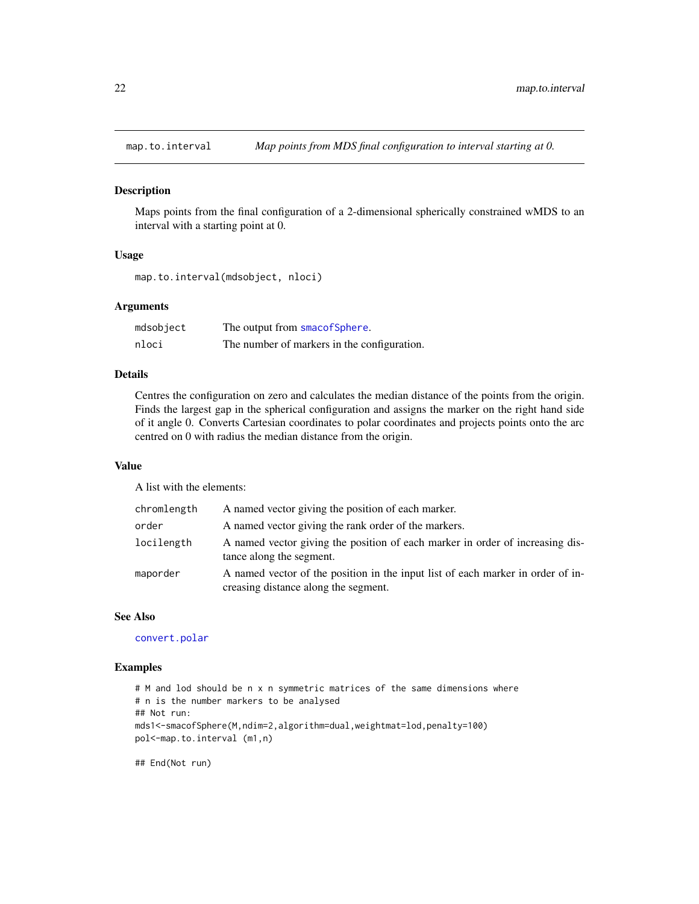# map.to.interval — *Map points from MDS final configuration to interval starting at 0.*

## Description

Maps points from the final configuration of a 2-dimensional spherically constrained wMDS to an interval with a starting point at 0.

## Usage

```
map.to.interval(mdsobject, nloci)
```

## Arguments

| | |
|---|---|
| `mdsobject` | The output from `smacofSphere`. |
| `nloci` | The number of markers in the configuration. |

## Details

Centres the configuration on zero and calculates the median distance of the points from the origin. Finds the largest gap in the spherical configuration and assigns the marker on the right hand side of it angle 0. Converts Cartesian coordinates to polar coordinates and projects points onto the arc centred on 0 with radius the median distance from the origin.

## Value

A list with the elements:

| | |
|---|---|
| `chromlength` | A named vector giving the position of each marker. |
| `order` | A named vector giving the rank order of the markers. |
| `locilength` | A named vector giving the position of each marker in order of increasing distance along the segment. |
| `maporder` | A named vector of the position in the input list of each marker in order of increasing distance along the segment. |

## See Also

`convert.polar`

## Examples

```
# M and lod should be n x n symmetric matrices of the same dimensions where
# n is the number markers to be analysed
## Not run:
mds1<-smacofSphere(M,ndim=2,algorithm=dual,weightmat=lod,penalty=100)
pol<-map.to.interval (m1,n)

## End(Not run)
```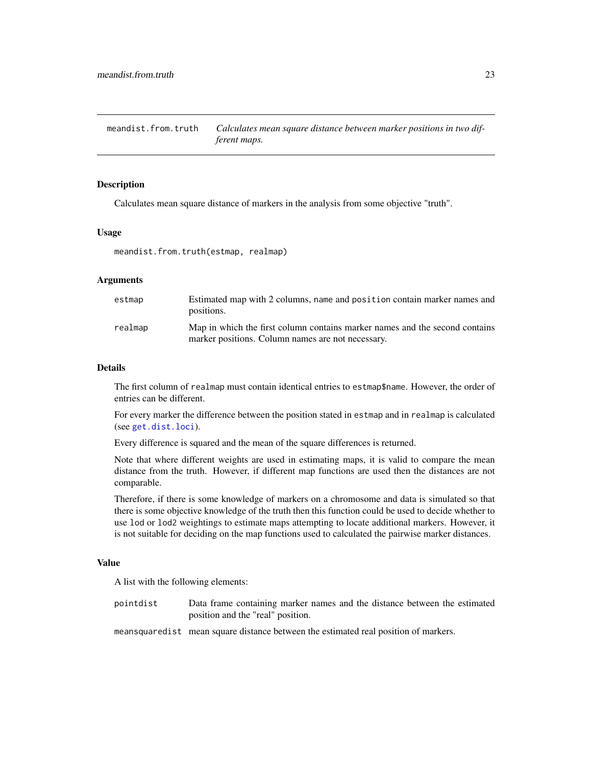## meandist.from.truth — *Calculates mean square distance between marker positions in two different maps.*

### Description

Calculates mean square distance of markers in the analysis from some objective "truth".

### Usage

```
meandist.from.truth(estmap, realmap)
```

### Arguments

| | |
|---|---|
| `estmap` | Estimated map with 2 columns, `name` and `position` contain marker names and positions. |
| `realmap` | Map in which the first column contains marker names and the second contains marker positions. Column names are not necessary. |

### Details

The first column of `realmap` must contain identical entries to `estmap$name`. However, the order of entries can be different.

For every marker the difference between the position stated in `estmap` and in `realmap` is calculated (see `get.dist.loci`).

Every difference is squared and the mean of the square differences is returned.

Note that where different weights are used in estimating maps, it is valid to compare the mean distance from the truth. However, if different map functions are used then the distances are not comparable.

Therefore, if there is some knowledge of markers on a chromosome and data is simulated so that there is some objective knowledge of the truth then this function could be used to decide whether to use `lod` or `lod2` weightings to estimate maps attempting to locate additional markers. However, it is not suitable for deciding on the map functions used to calculated the pairwise marker distances.

### Value

A list with the following elements:

| | |
|---|---|
| `pointdist` | Data frame containing marker names and the distance between the estimated position and the "real" position. |
| `meansquaredist` | mean square distance between the estimated real position of markers. |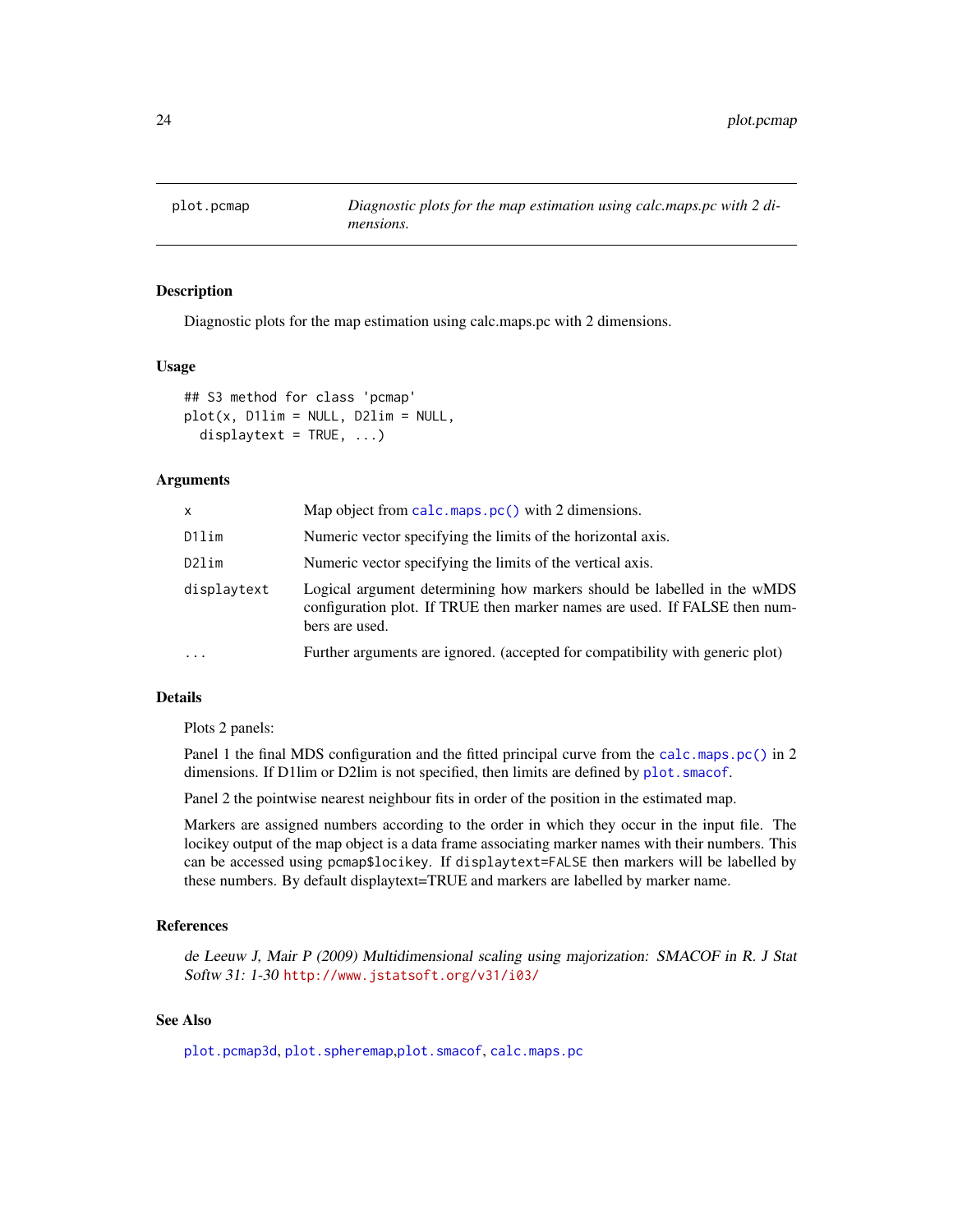# plot.pcmap

*Diagnostic plots for the map estimation using calc.maps.pc with 2 dimensions.*

## Description

Diagnostic plots for the map estimation using calc.maps.pc with 2 dimensions.

## Usage

```
## S3 method for class 'pcmap'
plot(x, D1lim = NULL, D2lim = NULL,
  displaytext = TRUE, ...)
```

## Arguments

| | |
|---|---|
| x | Map object from calc.maps.pc() with 2 dimensions. |
| D1lim | Numeric vector specifying the limits of the horizontal axis. |
| D2lim | Numeric vector specifying the limits of the vertical axis. |
| displaytext | Logical argument determining how markers should be labelled in the wMDS configuration plot. If TRUE then marker names are used. If FALSE then numbers are used. |
| ... | Further arguments are ignored. (accepted for compatibility with generic plot) |

## Details

Plots 2 panels:

Panel 1 the final MDS configuration and the fitted principal curve from the calc.maps.pc() in 2 dimensions. If D1lim or D2lim is not specified, then limits are defined by plot.smacof.

Panel 2 the pointwise nearest neighbour fits in order of the position in the estimated map.

Markers are assigned numbers according to the order in which they occur in the input file. The lockey output of the map object is a data frame associating marker names with their numbers. This can be accessed using `pcmap$lockey`. If `displaytext=FALSE` then markers will be labelled by these numbers. By default displaytext=TRUE and markers are labelled by marker name.

## References

*de Leeuw J, Mair P (2009) Multidimensional scaling using majorization: SMACOF in R. J Stat Softw 31: 1-30* http://www.jstatsoft.org/v31/i03/

## See Also

plot.pcmap3d, plot.spheremap,plot.smacof, calc.maps.pc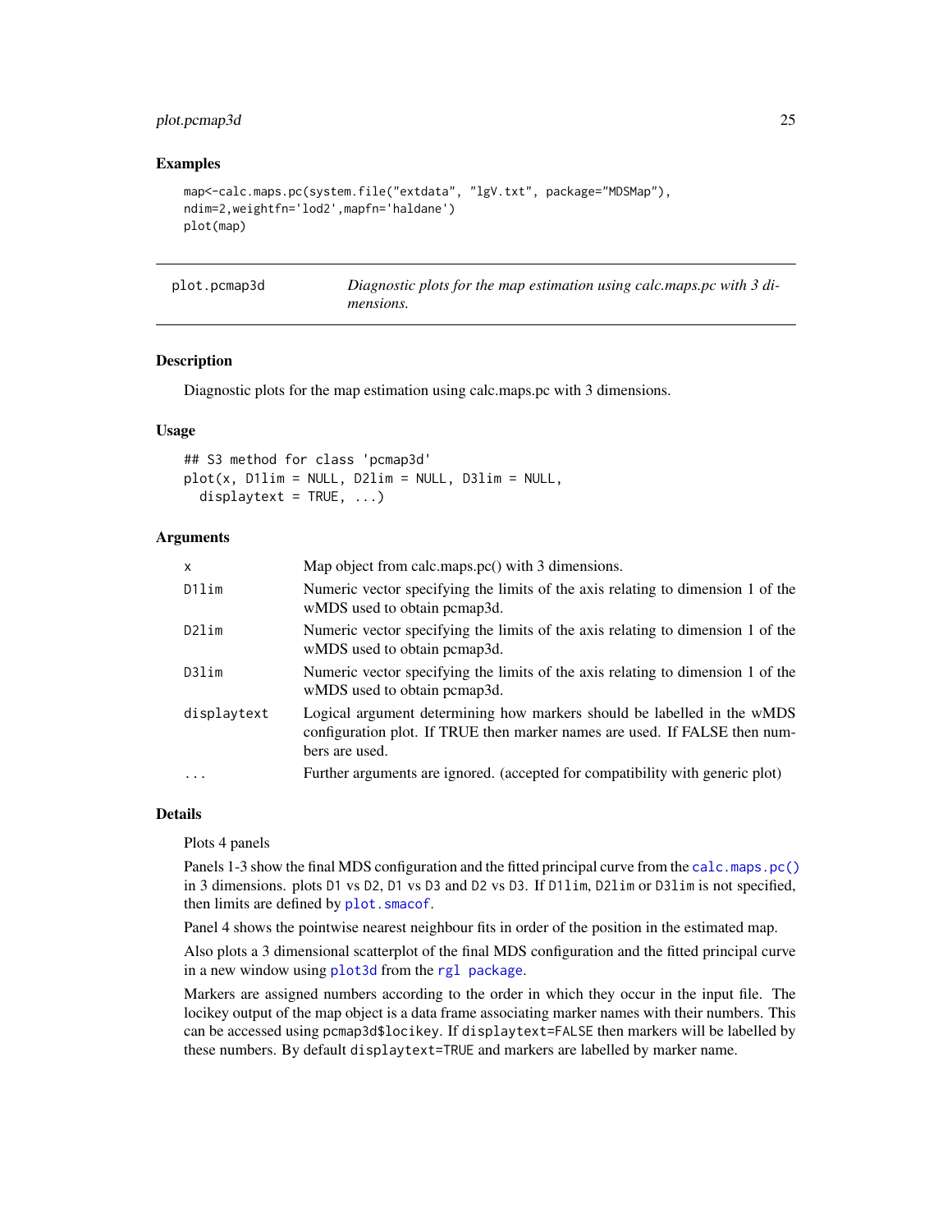### Examples

```
map<-calc.maps.pc(system.file("extdata", "lgV.txt", package="MDSMap"),
ndim=2,weightfn='lod2',mapfn='haldane')
plot(map)
```

---

## plot.pcmap3d — *Diagnostic plots for the map estimation using calc.maps.pc with 3 dimensions.*

### Description

Diagnostic plots for the map estimation using calc.maps.pc with 3 dimensions.

### Usage

```
## S3 method for class 'pcmap3d'
plot(x, D1lim = NULL, D2lim = NULL, D3lim = NULL,
  displaytext = TRUE, ...)
```

### Arguments

| | |
|---|---|
| `x` | Map object from calc.maps.pc() with 3 dimensions. |
| `D1lim` | Numeric vector specifying the limits of the axis relating to dimension 1 of the wMDS used to obtain pcmap3d. |
| `D2lim` | Numeric vector specifying the limits of the axis relating to dimension 1 of the wMDS used to obtain pcmap3d. |
| `D3lim` | Numeric vector specifying the limits of the axis relating to dimension 1 of the wMDS used to obtain pcmap3d. |
| `displaytext` | Logical argument determining how markers should be labelled in the wMDS configuration plot. If TRUE then marker names are used. If FALSE then numbers are used. |
| `...` | Further arguments are ignored. (accepted for compatibility with generic plot) |

### Details

Plots 4 panels

Panels 1-3 show the final MDS configuration and the fitted principal curve from the `calc.maps.pc()` in 3 dimensions. plots `D1` vs `D2`, `D1` vs `D3` and `D2` vs `D3`. If `D1lim`, `D2lim` or `D3lim` is not specified, then limits are defined by `plot.smacof`.

Panel 4 shows the pointwise nearest neighbour fits in order of the position in the estimated map.

Also plots a 3 dimensional scatterplot of the final MDS configuration and the fitted principal curve in a new window using `plot3d` from the `rgl package`.

Markers are assigned numbers according to the order in which they occur in the input file. The lockey output of the map object is a data frame associating marker names with their numbers. This can be accessed using `pcmap3d$locikey`. If `displaytext=FALSE` then markers will be labelled by these numbers. By default `displaytext=TRUE` and markers are labelled by marker name.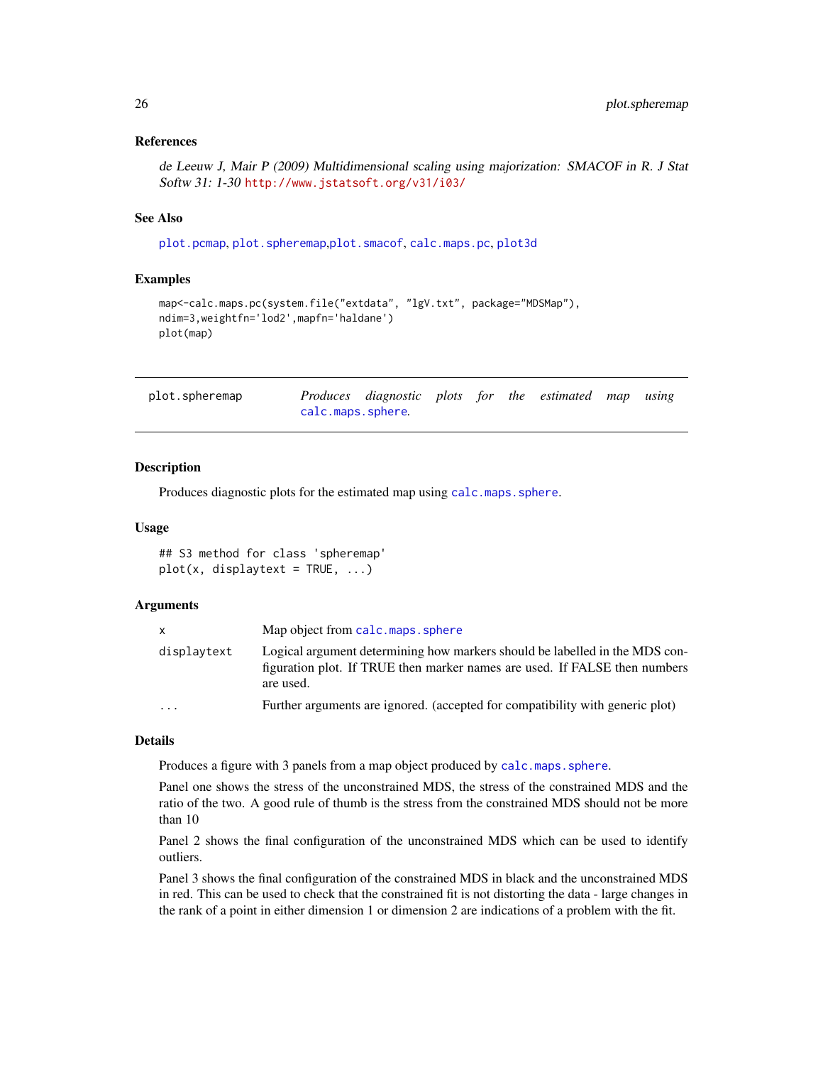### References

*de Leeuw J, Mair P (2009) Multidimensional scaling using majorization: SMACOF in R. J Stat Softw 31: 1-30* http://www.jstatsoft.org/v31/i03/

### See Also

`plot.pcmap`, `plot.spheremap`, `plot.smacof`, `calc.maps.pc`, `plot3d`

### Examples

```
map<-calc.maps.pc(system.file("extdata", "lgV.txt", package="MDSMap"),
ndim=3,weightfn='lod2',mapfn='haldane')
plot(map)
```

---

## plot.spheremap — *Produces diagnostic plots for the estimated map using* `calc.maps.sphere`.

---

### Description

Produces diagnostic plots for the estimated map using `calc.maps.sphere`.

### Usage

```
## S3 method for class 'spheremap'
plot(x, displaytext = TRUE, ...)
```

### Arguments

| | |
|---|---|
| `x` | Map object from `calc.maps.sphere` |
| `displaytext` | Logical argument determining how markers should be labelled in the MDS configuration plot. If TRUE then marker names are used. If FALSE then numbers are used. |
| `...` | Further arguments are ignored. (accepted for compatibility with generic plot) |

### Details

Produces a figure with 3 panels from a map object produced by `calc.maps.sphere`.

Panel one shows the stress of the unconstrained MDS, the stress of the constrained MDS and the ratio of the two. A good rule of thumb is the stress from the constrained MDS should not be more than 10

Panel 2 shows the final configuration of the unconstrained MDS which can be used to identify outliers.

Panel 3 shows the final configuration of the constrained MDS in black and the unconstrained MDS in red. This can be used to check that the constrained fit is not distorting the data - large changes in the rank of a point in either dimension 1 or dimension 2 are indications of a problem with the fit.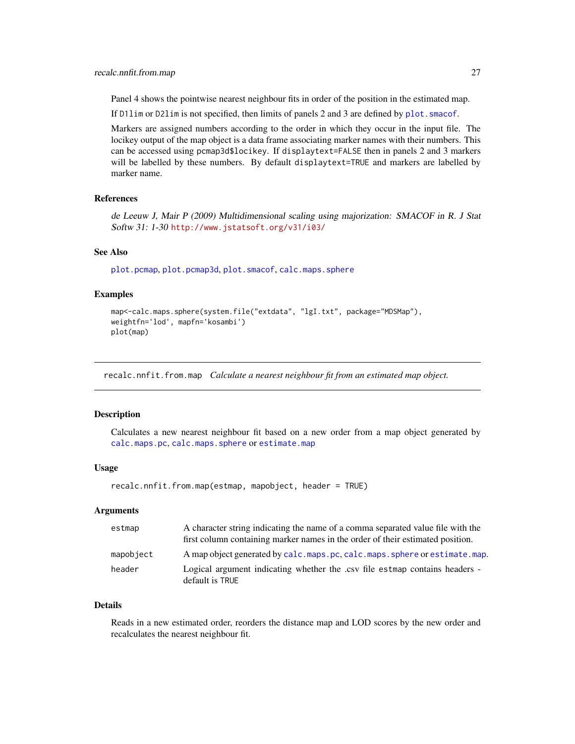Panel 4 shows the pointwise nearest neighbour fits in order of the position in the estimated map.

If `D1lim` or `D2lim` is not specified, then limits of panels 2 and 3 are defined by `plot.smacof`.

Markers are assigned numbers according to the order in which they occur in the input file. The lockey output of the map object is a data frame associating marker names with their numbers. This can be accessed using `pcmap3d$lockey`. If `displaytext=FALSE` then in panels 2 and 3 markers will be labelled by these numbers. By default `displaytext=TRUE` and markers are labelled by marker name.

### References

*de Leeuw J, Mair P (2009) Multidimensional scaling using majorization: SMACOF in R. J Stat Softw 31: 1-30* http://www.jstatsoft.org/v31/i03/

### See Also

`plot.pcmap`, `plot.pcmap3d`, `plot.smacof`, `calc.maps.sphere`

### Examples

```
map<-calc.maps.sphere(system.file("extdata", "lgI.txt", package="MDSMap"),
weightfn='lod', mapfn='kosambi')
plot(map)
```

---

## recalc.nnfit.from.map    *Calculate a nearest neighbour fit from an estimated map object.*

---

### Description

Calculates a new nearest neighbour fit based on a new order from a map object generated by `calc.maps.pc`, `calc.maps.sphere` or `estimate.map`

### Usage

```
recalc.nnfit.from.map(estmap, mapobject, header = TRUE)
```

### Arguments

| | |
|---|---|
| `estmap` | A character string indicating the name of a comma separated value file with the first column containing marker names in the order of their estimated position. |
| `mapobject` | A map object generated by `calc.maps.pc`, `calc.maps.sphere` or `estimate.map`. |
| `header` | Logical argument indicating whether the .csv file `estmap` contains headers - default is `TRUE` |

### Details

Reads in a new estimated order, reorders the distance map and LOD scores by the new order and recalculates the nearest neighbour fit.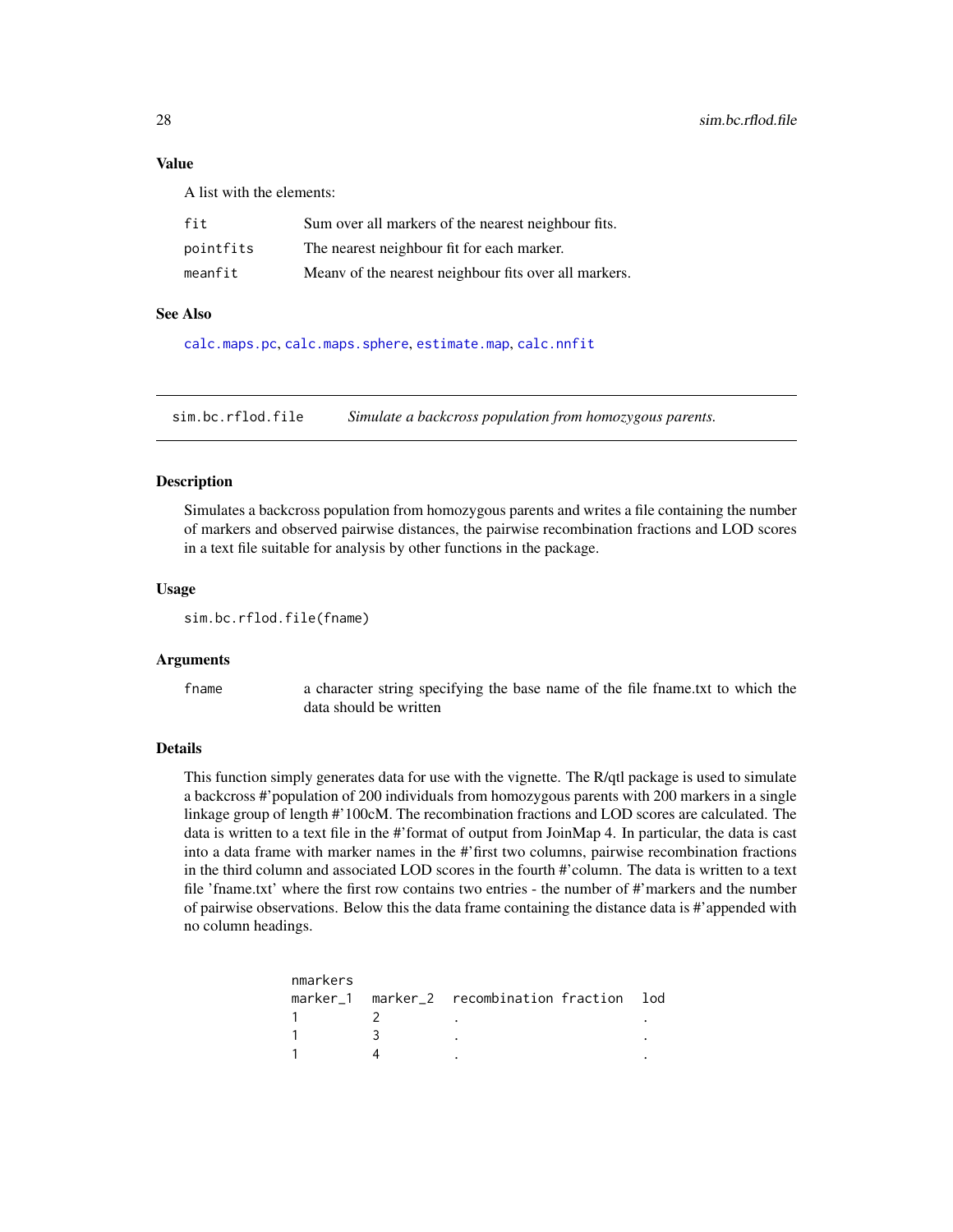### Value

A list with the elements:

| | |
|---|---|
| fit | Sum over all markers of the nearest neighbour fits. |
| pointfits | The nearest neighbour fit for each marker. |
| meanfit | Meanv of the nearest neighbour fits over all markers. |

### See Also

calc.maps.pc, calc.maps.sphere, estimate.map, calc.nnfit

---

## sim.bc.rflod.file — *Simulate a backcross population from homozygous parents.*

### Description

Simulates a backcross population from homozygous parents and writes a file containing the number of markers and observed pairwise distances, the pairwise recombination fractions and LOD scores in a text file suitable for analysis by other functions in the package.

### Usage

```
sim.bc.rflod.file(fname)
```

### Arguments

| | |
|---|---|
| fname | a character string specifying the base name of the file fname.txt to which the data should be written |

### Details

This function simply generates data for use with the vignette. The R/qtl package is used to simulate a backcross #'population of 200 individuals from homozygous parents with 200 markers in a single linkage group of length #'100cM. The recombination fractions and LOD scores are calculated. The data is written to a text file in the #'format of output from JoinMap 4. In particular, the data is cast into a data frame with marker names in the #'first two columns, pairwise recombination fractions in the third column and associated LOD scores in the fourth #'column. The data is written to a text file 'fname.txt' where the first row contains two entries - the number of #'markers and the number of pairwise observations. Below this the data frame containing the distance data is #'appended with no column headings.

```
nmarkers
marker_1  marker_2  recombination fraction  lod
1         2         .                       .
1         3         .                       .
1         4         .                       .
```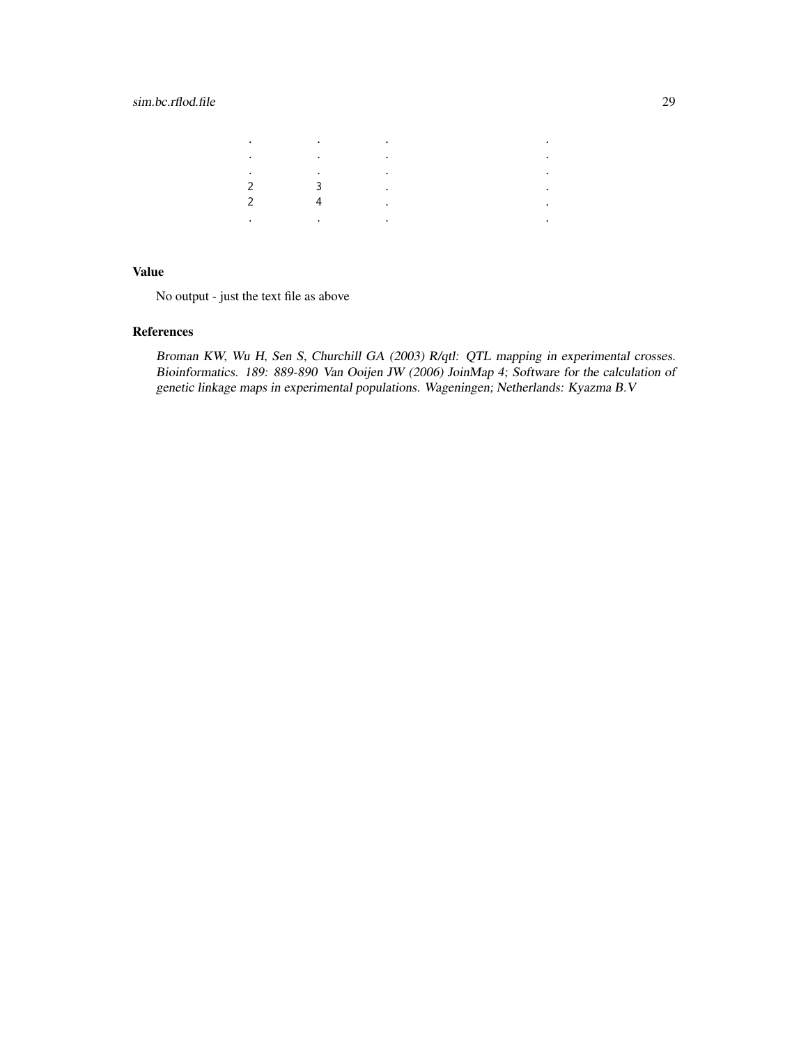```
.        .        .                 .
.        .        .                 .
.        .        .                 .
2        3        .                 .
2        4        .                 .
.        .        .                 .
```

### Value

No output - just the text file as above

### References

*Broman KW, Wu H, Sen S, Churchill GA (2003) R/qtl: QTL mapping in experimental crosses. Bioinformatics. 189: 889-890 Van Ooijen JW (2006) JoinMap 4; Software for the calculation of genetic linkage maps in experimental populations. Wageningen; Netherlands: Kyazma B.V*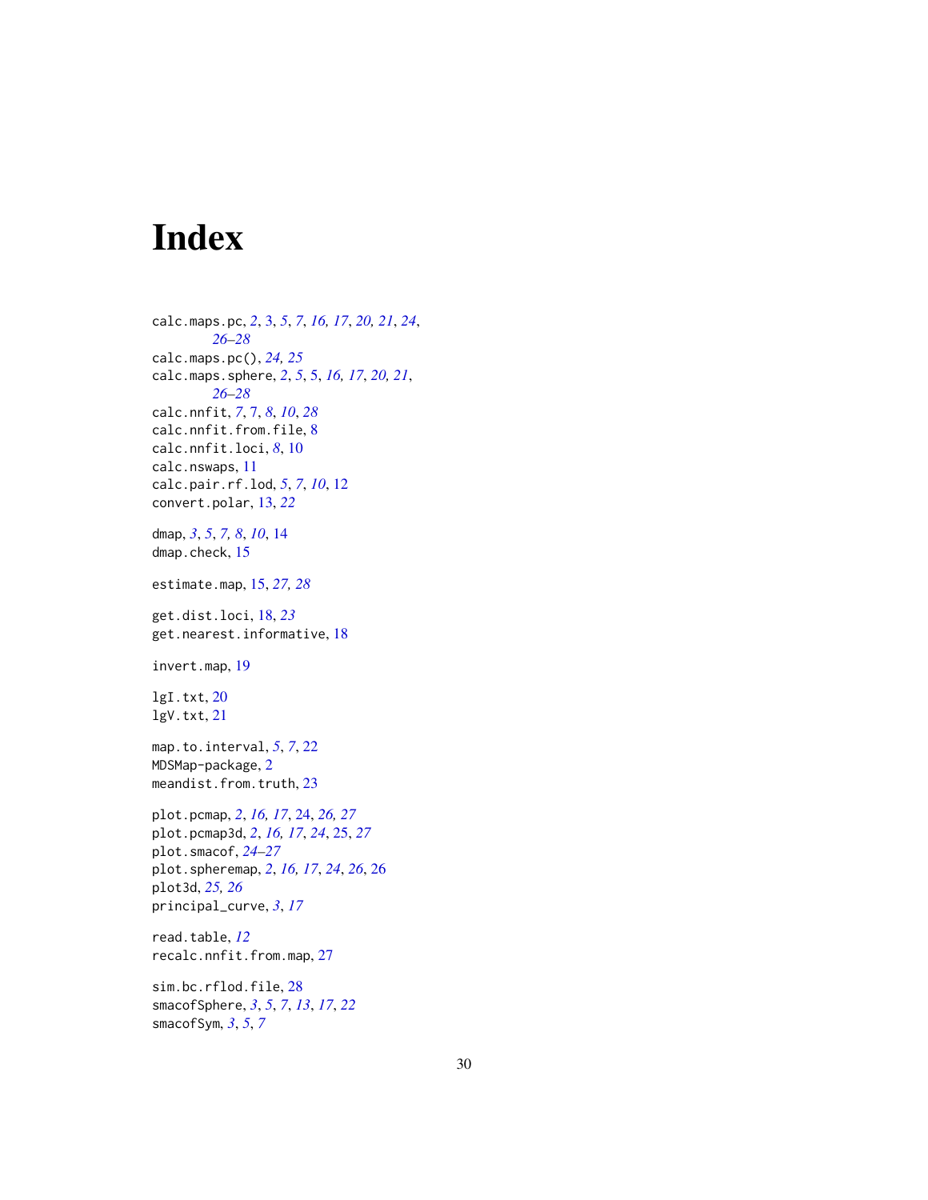# Index

calc.maps.pc, *2*, 3, *5*, *7*, *16, 17*, *20, 21*, *24*, *26–28*
calc.maps.pc(), *24, 25*
calc.maps.sphere, *2*, *5*, 5, *16, 17*, *20, 21*, *26–28*
calc.nnfit, *7*, 7, *8*, *10*, *28*
calc.nnfit.from.file, 8
calc.nnfit.loci, *8*, 10
calc.nswaps, 11
calc.pair.rf.lod, *5*, *7*, *10*, 12
convert.polar, 13, *22*

dmap, *3*, *5*, *7, 8*, *10*, 14
dmap.check, 15

estimate.map, 15, *27, 28*

get.dist.loci, 18, *23*
get.nearest.informative, 18

invert.map, 19

lgI.txt, 20
lgV.txt, 21

map.to.interval, *5*, *7*, 22
MDSMap-package, 2
meandist.from.truth, 23

plot.pcmap, *2*, *16, 17*, 24, *26, 27*
plot.pcmap3d, *2*, *16, 17*, *24*, 25, *27*
plot.smacof, *24–27*
plot.spheremap, *2*, *16, 17*, *24*, *26*, 26
plot3d, *25, 26*
principal_curve, *3*, *17*

read.table, *12*
recalc.nnfit.from.map, 27

sim.bc.rflod.file, 28
smacofSphere, *3*, *5*, *7*, *13*, *17*, *22*
smacofSym, *3*, *5*, *7*